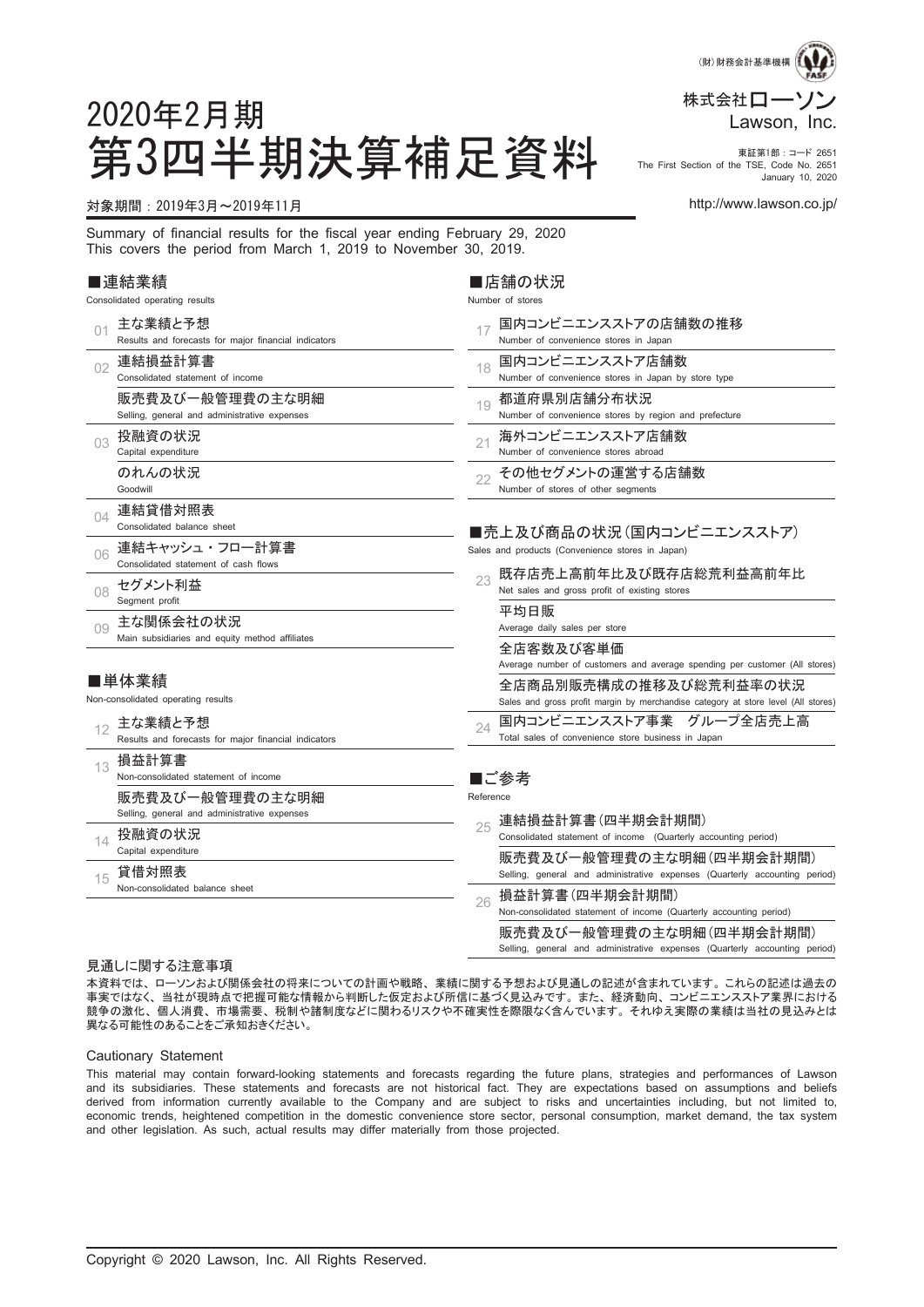（財）財務会計基準機構

株式会社ローソン
Lawson, Inc.

東証第1部：コード 2651
The First Section of the TSE, Code No. 2651
January 10, 2020

http://www.lawson.co.jp/

# 2020年2月期
# 第3四半期決算補足資料

対象期間：2019年3月～2019年11月

Summary of financial results for the fiscal year ending February 29, 2020
This covers the period from March 1, 2019 to November 30, 2019.

## ■連結業績
Consolidated operating results

| | |
|---|---|
| 01 | 主な業績と予想 Results and forecasts for major financial indicators |
| 02 | 連結損益計算書 Consolidated statement of income |
| | 販売費及び一般管理費の主な明細 Selling, general and administrative expenses |
| 03 | 投融資の状況 Capital expenditure |
| | のれんの状況 Goodwill |
| 04 | 連結貸借対照表 Consolidated balance sheet |
| 06 | 連結キャッシュ・フロー計算書 Consolidated statement of cash flows |
| 08 | セグメント利益 Segment profit |
| 09 | 主な関係会社の状況 Main subsidiaries and equity method affiliates |

## ■単体業績
Non-consolidated operating results

| | |
|---|---|
| 12 | 主な業績と予想 Results and forecasts for major financial indicators |
| 13 | 損益計算書 Non-consolidated statement of income |
| | 販売費及び一般管理費の主な明細 Selling, general and administrative expenses |
| 14 | 投融資の状況 Capital expenditure |
| 15 | 貸借対照表 Non-consolidated balance sheet |

## ■店舗の状況
Number of stores

| | |
|---|---|
| 17 | 国内コンビニエンスストアの店舗数の推移 Number of convenience stores in Japan |
| 18 | 国内コンビニエンスストア店舗数 Number of convenience stores in Japan by store type |
| 19 | 都道府県別店舗分布状況 Number of convenience stores by region and prefecture |
| 21 | 海外コンビニエンスストア店舗数 Number of convenience stores abroad |
| 22 | その他セグメントの運営する店舗数 Number of stores of other segments |

## ■売上及び商品の状況（国内コンビニエンスストア）
Sales and products (Convenience stores in Japan)

| | |
|---|---|
| 23 | 既存店売上高前年比及び既存店総荒利益高前年比 Net sales and gross profit of existing stores |
| | 平均日販 Average daily sales per store |
| | 全店客数及び客単価 Average number of customers and average spending per customer (All stores) |
| | 全店商品別販売構成の推移及び総荒利益率の状況 Sales and gross profit margin by merchandise category at store level (All stores) |
| 24 | 国内コンビニエンスストア事業　グループ全店売上高 Total sales of convenience store business in Japan |

## ■ご参考
Reference

| | |
|---|---|
| 25 | 連結損益計算書（四半期会計期間） Consolidated statement of income (Quarterly accounting period) |
| | 販売費及び一般管理費の主な明細（四半期会計期間） Selling, general and administrative expenses (Quarterly accounting period) |
| 26 | 損益計算書（四半期会計期間） Non-consolidated statement of income (Quarterly accounting period) |
| | 販売費及び一般管理費の主な明細（四半期会計期間） Selling, general and administrative expenses (Quarterly accounting period) |

### 見通しに関する注意事項

本資料では、ローソンおよび関係会社の将来についての計画や戦略、業績に関する予想および見通しの記述が含まれています。これらの記述は過去の事実ではなく、当社が現時点で把握可能な情報から判断した仮定および所信に基づく見込みです。また、経済動向、コンビニエンスストア業界における競争の激化、個人消費、市場需要、税制や諸制度などに関わるリスクや不確実性を際限なく含んでいます。それゆえ実際の業績は当社の見込みとは異なる可能性のあることをご承知おきください。

### Cautionary Statement

This material may contain forward-looking statements and forecasts regarding the future plans, strategies and performances of Lawson and its subsidiaries. These statements and forecasts are not historical fact. They are expectations based on assumptions and beliefs derived from information currently available to the Company and are subject to risks and uncertainties including, but not limited to, economic trends, heightened competition in the domestic convenience store sector, personal consumption, market demand, the tax system and other legislation. As such, actual results may differ materially from those projected.

Copyright © 2020 Lawson, Inc. All Rights Reserved.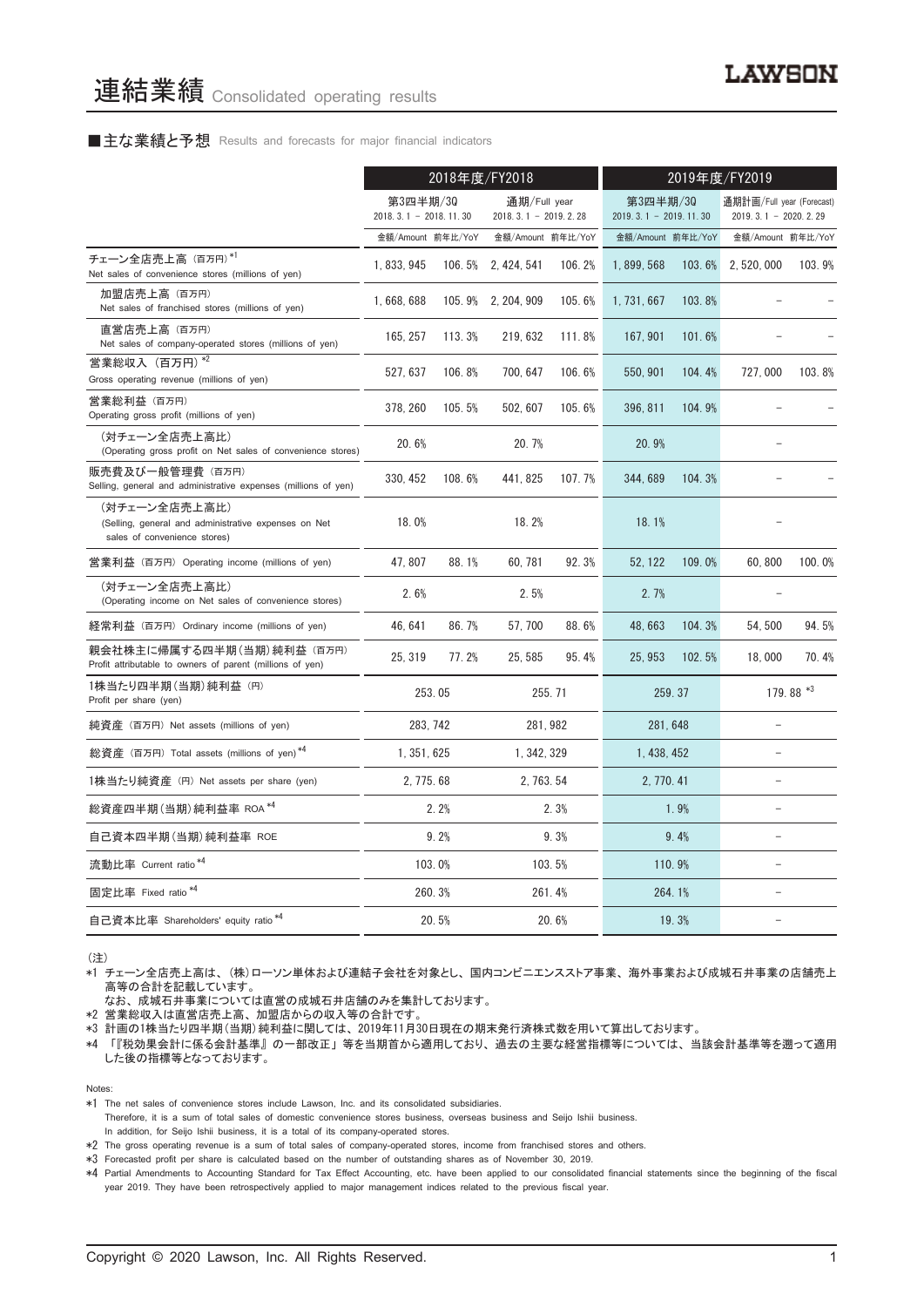# 連結業績 Consolidated operating results

■主な業績と予想 Results and forecasts for major financial indicators

| | 2018年度/FY2018 | | | | 2019年度/FY2019 | | | |
|---|---|---|---|---|---|---|---|---|
| | 第3四半期/3Q 2018. 3. 1 – 2018. 11. 30 | | 通期/Full year 2018. 3. 1 – 2019. 2. 28 | | 第3四半期/3Q 2019. 3. 1 – 2019. 11. 30 | | 通期計画/Full year (Forecast) 2019. 3. 1 – 2020. 2. 29 | |
| | 金額/Amount | 前年比/YoY | 金額/Amount | 前年比/YoY | 金額/Amount | 前年比/YoY | 金額/Amount | 前年比/YoY |
| チェーン全店売上高 (百万円) *1 Net sales of convenience stores (millions of yen) | 1, 833, 945 | 106. 5% | 2, 424, 541 | 106. 2% | 1, 899, 568 | 103. 6% | 2, 520, 000 | 103. 9% |
| 加盟店売上高 (百万円) Net sales of franchised stores (millions of yen) | 1, 668, 688 | 105. 9% | 2, 204, 909 | 105. 6% | 1, 731, 667 | 103. 8% | – | – |
| 直営店売上高 (百万円) Net sales of company-operated stores (millions of yen) | 165, 257 | 113. 3% | 219, 632 | 111. 8% | 167, 901 | 101. 6% | – | – |
| 営業総収入 (百万円) *2 Gross operating revenue (millions of yen) | 527, 637 | 106. 8% | 700, 647 | 106. 6% | 550, 901 | 104. 4% | 727, 000 | 103. 8% |
| 営業総利益 (百万円) Operating gross profit (millions of yen) | 378, 260 | 105. 5% | 502, 607 | 105. 6% | 396, 811 | 104. 9% | – | – |
| (対チェーン全店売上高比) (Operating gross profit on Net sales of convenience stores) | 20. 6% | | 20. 7% | | 20. 9% | | – | |
| 販売費及び一般管理費 (百万円) Selling, general and administrative expenses (millions of yen) | 330, 452 | 108. 6% | 441, 825 | 107. 7% | 344, 689 | 104. 3% | – | – |
| (対チェーン全店売上高比) (Selling, general and administrative expenses on Net sales of convenience stores) | 18. 0% | | 18. 2% | | 18. 1% | | – | |
| 営業利益 (百万円) Operating income (millions of yen) | 47, 807 | 88. 1% | 60, 781 | 92. 3% | 52, 122 | 109. 0% | 60, 800 | 100. 0% |
| (対チェーン全店売上高比) (Operating income on Net sales of convenience stores) | 2. 6% | | 2. 5% | | 2. 7% | | – | |
| 経常利益 (百万円) Ordinary income (millions of yen) | 46, 641 | 86. 7% | 57, 700 | 88. 6% | 48, 663 | 104. 3% | 54, 500 | 94. 5% |
| 親会社株主に帰属する四半期(当期)純利益 (百万円) Profit attributable to owners of parent (millions of yen) | 25, 319 | 77. 2% | 25, 585 | 95. 4% | 25, 953 | 102. 5% | 18, 000 | 70. 4% |
| 1株当たり四半期(当期)純利益 (円) Profit per share (yen) | 253. 05 | | 255. 71 | | 259. 37 | | 179. 88 *3 | |
| 純資産 (百万円) Net assets (millions of yen) | 283, 742 | | 281, 982 | | 281, 648 | | – | |
| 総資産 (百万円) Total assets (millions of yen) *4 | 1, 351, 625 | | 1, 342, 329 | | 1, 438, 452 | | – | |
| 1株当たり純資産 (円) Net assets per share (yen) | 2, 775. 68 | | 2, 763. 54 | | 2, 770. 41 | | – | |
| 総資産四半期(当期)純利益率 ROA *4 | 2. 2% | | 2. 3% | | 1. 9% | | – | |
| 自己資本四半期(当期)純利益率 ROE | 9. 2% | | 9. 3% | | 9. 4% | | – | |
| 流動比率 Current ratio *4 | 103. 0% | | 103. 5% | | 110. 9% | | – | |
| 固定比率 Fixed ratio *4 | 260. 3% | | 261. 4% | | 264. 1% | | – | |
| 自己資本比率 Shareholders' equity ratio *4 | 20. 5% | | 20. 6% | | 19. 3% | | – | |

(注)

*1 チェーン全店売上高は、(株)ローソン単体および連結子会社を対象とし、国内コンビニエンスストア事業、海外事業および成城石井事業の店舗売上高等の合計を記載しています。
なお、成城石井事業については直営の成城石井店舗のみを集計しております。

*2 営業総収入は直営店売上高、加盟店からの収入等の合計です。

*3 計画の1株当たり四半期(当期)純利益に関しては、2019年11月30日現在の期末発行済株式数を用いて算出しております。

*4 「『税効果会計に係る会計基準』の一部改正」等を当期首から適用しており、過去の主要な経営指標等については、当該会計基準等を遡って適用した後の指標等となっております。

Notes:

*1 The net sales of convenience stores include Lawson, Inc. and its consolidated subsidiaries.
Therefore, it is a sum of total sales of domestic convenience stores business, overseas business and Seijo Ishii business.
In addition, for Seijo Ishii business, it is a total of its company-operated stores.

*2 The gross operating revenue is a sum of total sales of company-operated stores, income from franchised stores and others.

*3 Forecasted profit per share is calculated based on the number of outstanding shares as of November 30, 2019.

*4 Partial Amendments to Accounting Standard for Tax Effect Accounting, etc. have been applied to our consolidated financial statements since the beginning of the fiscal year 2019. They have been retrospectively applied to major management indices related to the previous fiscal year.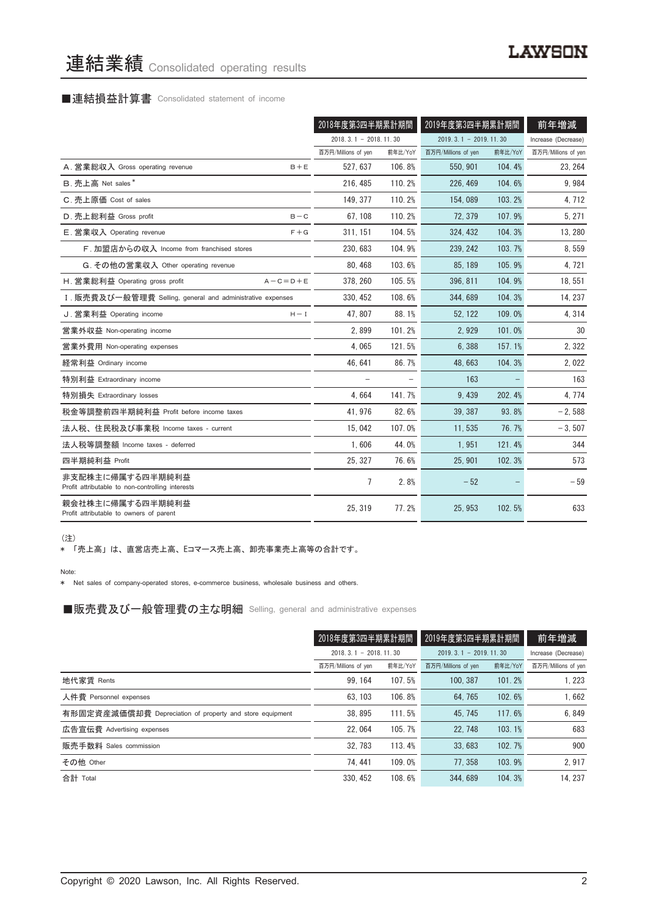# 連結業績 Consolidated operating results

## ■連結損益計算書 Consolidated statement of income

| | | 2018年度第3四半期累計期間 | | 2019年度第3四半期累計期間 | | 前年増減 |
|---|---|---|---|---|---|---|
| | | 2018. 3. 1 – 2018. 11. 30 | | 2019. 3. 1 – 2019. 11. 30 | | Increase (Decrease) |
| | | 百万円/Millions of yen | 前年比/YoY | 百万円/Millions of yen | 前年比/YoY | 百万円/Millions of yen |
| A. 営業総収入 Gross operating revenue | B＋E | 527, 637 | 106. 8% | 550, 901 | 104. 4% | 23, 264 |
| B. 売上高 Net sales * | | 216, 485 | 110. 2% | 226, 469 | 104. 6% | 9, 984 |
| C. 売上原価 Cost of sales | | 149, 377 | 110. 2% | 154, 089 | 103. 2% | 4, 712 |
| D. 売上総利益 Gross profit | B－C | 67, 108 | 110. 2% | 72, 379 | 107. 9% | 5, 271 |
| E. 営業収入 Operating revenue | F＋G | 311, 151 | 104. 5% | 324, 432 | 104. 3% | 13, 280 |
| F. 加盟店からの収入 Income from franchised stores | | 230, 683 | 104. 9% | 239, 242 | 103. 7% | 8, 559 |
| G. その他の営業収入 Other operating revenue | | 80, 468 | 103. 6% | 85, 189 | 105. 9% | 4, 721 |
| H. 営業総利益 Operating gross profit | A－C＝D＋E | 378, 260 | 105. 5% | 396, 811 | 104. 9% | 18, 551 |
| I. 販売費及び一般管理費 Selling, general and administrative expenses | | 330, 452 | 108. 6% | 344, 689 | 104. 3% | 14, 237 |
| J. 営業利益 Operating income | H－I | 47, 807 | 88. 1% | 52, 122 | 109. 0% | 4, 314 |
| 営業外収益 Non-operating income | | 2, 899 | 101. 2% | 2, 929 | 101. 0% | 30 |
| 営業外費用 Non-operating expenses | | 4, 065 | 121. 5% | 6, 388 | 157. 1% | 2, 322 |
| 経常利益 Ordinary income | | 46, 641 | 86. 7% | 48, 663 | 104. 3% | 2, 022 |
| 特別利益 Extraordinary income | | – | – | 163 | – | 163 |
| 特別損失 Extraordinary losses | | 4, 664 | 141. 7% | 9, 439 | 202. 4% | 4, 774 |
| 税金等調整前四半期純利益 Profit before income taxes | | 41, 976 | 82. 6% | 39, 387 | 93. 8% | －2, 588 |
| 法人税、住民税及び事業税 Income taxes - current | | 15, 042 | 107. 0% | 11, 535 | 76. 7% | －3, 507 |
| 法人税等調整額 Income taxes - deferred | | 1, 606 | 44. 0% | 1, 951 | 121. 4% | 344 |
| 四半期純利益 Profit | | 25, 327 | 76. 6% | 25, 901 | 102. 3% | 573 |
| 非支配株主に帰属する四半期純利益 Profit attributable to non-controlling interests | | 7 | 2. 8% | －52 | – | －59 |
| 親会社株主に帰属する四半期純利益 Profit attributable to owners of parent | | 25, 319 | 77. 2% | 25, 953 | 102. 5% | 633 |

（注）

＊「売上高」は、直営店売上高、Eコマース売上高、卸売事業売上高等の合計です。

Note:

＊ Net sales of company-operated stores, e-commerce business, wholesale business and others.

## ■販売費及び一般管理費の主な明細 Selling, general and administrative expenses

| | 2018年度第3四半期累計期間 | | 2019年度第3四半期累計期間 | | 前年増減 |
|---|---|---|---|---|---|
| | 2018. 3. 1 – 2018. 11. 30 | | 2019. 3. 1 – 2019. 11. 30 | | Increase (Decrease) |
| | 百万円/Millions of yen | 前年比/YoY | 百万円/Millions of yen | 前年比/YoY | 百万円/Millions of yen |
| 地代家賃 Rents | 99, 164 | 107. 5% | 100, 387 | 101. 2% | 1, 223 |
| 人件費 Personnel expenses | 63, 103 | 106. 8% | 64, 765 | 102. 6% | 1, 662 |
| 有形固定資産減価償却費 Depreciation of property and store equipment | 38, 895 | 111. 5% | 45, 745 | 117. 6% | 6, 849 |
| 広告宣伝費 Advertising expenses | 22, 064 | 105. 7% | 22, 748 | 103. 1% | 683 |
| 販売手数料 Sales commission | 32, 783 | 113. 4% | 33, 683 | 102. 7% | 900 |
| その他 Other | 74, 441 | 109. 0% | 77, 358 | 103. 9% | 2, 917 |
| 合計 Total | 330, 452 | 108. 6% | 344, 689 | 104. 3% | 14, 237 |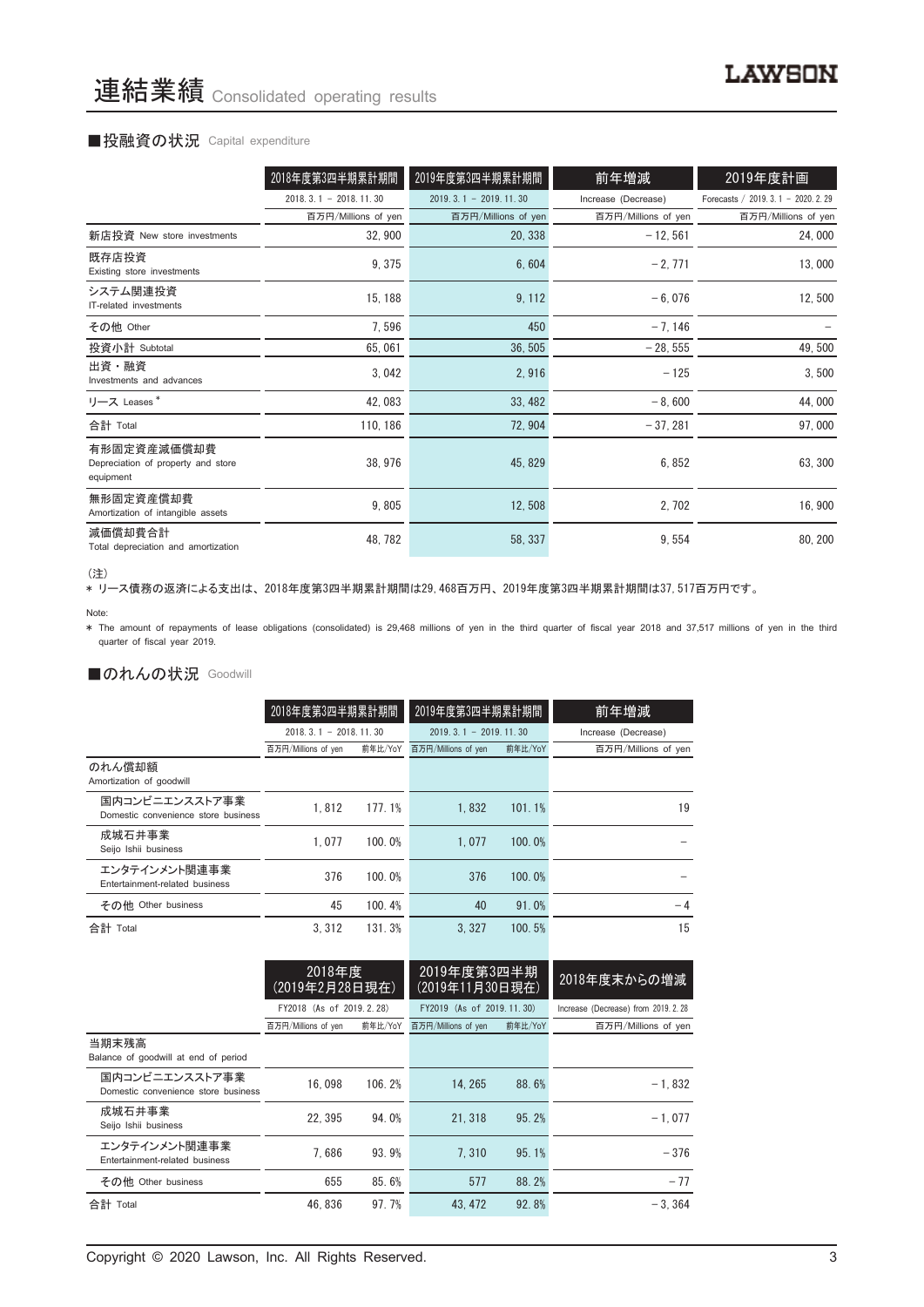# 連結業績 Consolidated operating results

## ■投融資の状況 Capital expenditure

| | 2018年度第3四半期累計期間 | 2019年度第3四半期累計期間 | 前年増減 | 2019年度計画 |
|---|---|---|---|---|
| | 2018. 3. 1 – 2018. 11. 30 | 2019. 3. 1 – 2019. 11. 30 | Increase (Decrease) | Forecasts / 2019. 3. 1 – 2020. 2. 29 |
| | 百万円/Millions of yen | 百万円/Millions of yen | 百万円/Millions of yen | 百万円/Millions of yen |
| 新店投資 New store investments | 32, 900 | 20, 338 | – 12, 561 | 24, 000 |
| 既存店投資 Existing store investments | 9, 375 | 6, 604 | – 2, 771 | 13, 000 |
| システム関連投資 IT-related investments | 15, 188 | 9, 112 | – 6, 076 | 12, 500 |
| その他 Other | 7, 596 | 450 | – 7, 146 | – |
| 投資小計 Subtotal | 65, 061 | 36, 505 | – 28, 555 | 49, 500 |
| 出資・融資 Investments and advances | 3, 042 | 2, 916 | – 125 | 3, 500 |
| リース Leases * | 42, 083 | 33, 482 | – 8, 600 | 44, 000 |
| 合計 Total | 110, 186 | 72, 904 | – 37, 281 | 97, 000 |
| 有形固定資産減価償却費 Depreciation of property and store equipment | 38, 976 | 45, 829 | 6, 852 | 63, 300 |
| 無形固定資産償却費 Amortization of intangible assets | 9, 805 | 12, 508 | 2, 702 | 16, 900 |
| 減価償却費合計 Total depreciation and amortization | 48, 782 | 58, 337 | 9, 554 | 80, 200 |

(注)

\* リース債務の返済による支出は、2018年度第3四半期累計期間は29, 468百万円、2019年度第3四半期累計期間は37, 517百万円です。

Note:

\* The amount of repayments of lease obligations (consolidated) is 29,468 millions of yen in the third quarter of fiscal year 2018 and 37,517 millions of yen in the third quarter of fiscal year 2019.

## ■のれんの状況 Goodwill

| | 2018年度第3四半期累計期間 | | 2019年度第3四半期累計期間 | | 前年増減 |
|---|---|---|---|---|---|
| | 2018. 3. 1 – 2018. 11. 30 | | 2019. 3. 1 – 2019. 11. 30 | | Increase (Decrease) |
| | 百万円/Millions of yen | 前年比/YoY | 百万円/Millions of yen | 前年比/YoY | 百万円/Millions of yen |
| のれん償却額 Amortization of goodwill | | | | | |
| 国内コンビニエンスストア事業 Domestic convenience store business | 1, 812 | 177. 1% | 1, 832 | 101. 1% | 19 |
| 成城石井事業 Seijo Ishii business | 1, 077 | 100. 0% | 1, 077 | 100. 0% | – |
| エンタテインメント関連事業 Entertainment-related business | 376 | 100. 0% | 376 | 100. 0% | – |
| その他 Other business | 45 | 100. 4% | 40 | 91. 0% | – 4 |
| 合計 Total | 3, 312 | 131. 3% | 3, 327 | 100. 5% | 15 |

| | 2018年度 (2019年2月28日現在) | | 2019年度第3四半期 (2019年11月30日現在) | | 2018年度末からの増減 |
|---|---|---|---|---|---|
| | FY2018 (As of 2019. 2. 28) | | FY2019 (As of 2019. 11. 30) | | Increase (Decrease) from 2019. 2. 28 |
| | 百万円/Millions of yen | 前年比/YoY | 百万円/Millions of yen | 前年比/YoY | 百万円/Millions of yen |
| 当期末残高 Balance of goodwill at end of period | | | | | |
| 国内コンビニエンスストア事業 Domestic convenience store business | 16, 098 | 106. 2% | 14, 265 | 88. 6% | – 1, 832 |
| 成城石井事業 Seijo Ishii business | 22, 395 | 94. 0% | 21, 318 | 95. 2% | – 1, 077 |
| エンタテインメント関連事業 Entertainment-related business | 7, 686 | 93. 9% | 7, 310 | 95. 1% | – 376 |
| その他 Other business | 655 | 85. 6% | 577 | 88. 2% | – 77 |
| 合計 Total | 46, 836 | 97. 7% | 43, 472 | 92. 8% | – 3, 364 |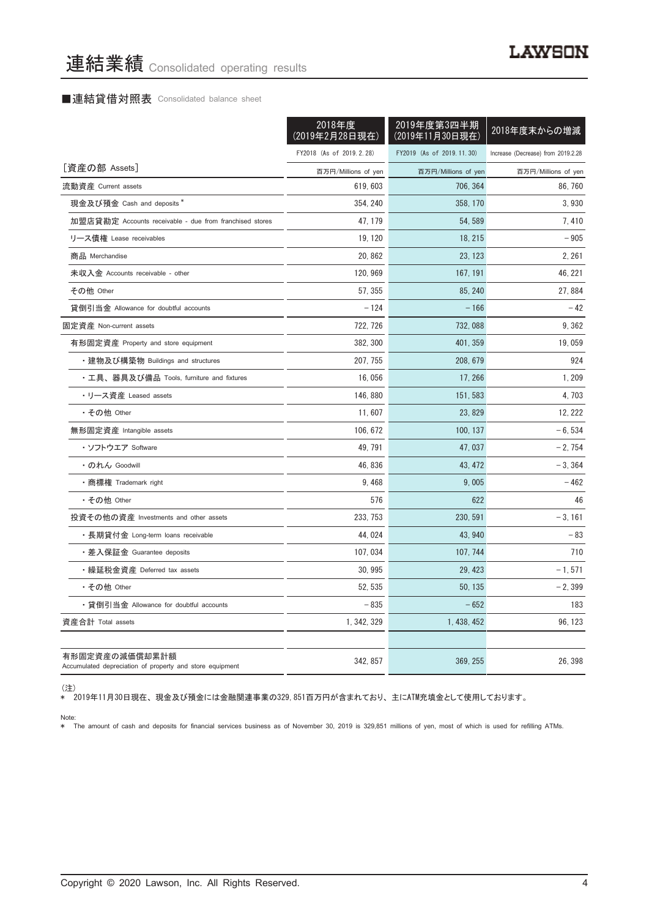# 連結業績 Consolidated operating results

## ■連結貸借対照表 Consolidated balance sheet

| | 2018年度（2019年2月28日現在） | 2019年度第3四半期（2019年11月30日現在） | 2018年度末からの増減 |
|---|---|---|---|
| | FY2018 (As of 2019. 2. 28) | FY2019 (As of 2019. 11. 30) | Increase (Decrease) from 2019.2.28 |
| ［資産の部 Assets］ | 百万円/Millions of yen | 百万円/Millions of yen | 百万円/Millions of yen |
| 流動資産 Current assets | 619, 603 | 706, 364 | 86, 760 |
| 現金及び預金 Cash and deposits * | 354, 240 | 358, 170 | 3, 930 |
| 加盟店貸勘定 Accounts receivable - due from franchised stores | 47, 179 | 54, 589 | 7, 410 |
| リース債権 Lease receivables | 19, 120 | 18, 215 | －905 |
| 商品 Merchandise | 20, 862 | 23, 123 | 2, 261 |
| 未収入金 Accounts receivable - other | 120, 969 | 167, 191 | 46, 221 |
| その他 Other | 57, 355 | 85, 240 | 27, 884 |
| 貸倒引当金 Allowance for doubtful accounts | －124 | －166 | －42 |
| 固定資産 Non-current assets | 722, 726 | 732, 088 | 9, 362 |
| 有形固定資産 Property and store equipment | 382, 300 | 401, 359 | 19, 059 |
| ・建物及び構築物 Buildings and structures | 207, 755 | 208, 679 | 924 |
| ・工具、器具及び備品 Tools, furniture and fixtures | 16, 056 | 17, 266 | 1, 209 |
| ・リース資産 Leased assets | 146, 880 | 151, 583 | 4, 703 |
| ・その他 Other | 11, 607 | 23, 829 | 12, 222 |
| 無形固定資産 Intangible assets | 106, 672 | 100, 137 | －6, 534 |
| ・ソフトウエア Software | 49, 791 | 47, 037 | －2, 754 |
| ・のれん Goodwill | 46, 836 | 43, 472 | －3, 364 |
| ・商標権 Trademark right | 9, 468 | 9, 005 | －462 |
| ・その他 Other | 576 | 622 | 46 |
| 投資その他の資産 Investments and other assets | 233, 753 | 230, 591 | －3, 161 |
| ・長期貸付金 Long-term loans receivable | 44, 024 | 43, 940 | －83 |
| ・差入保証金 Guarantee deposits | 107, 034 | 107, 744 | 710 |
| ・繰延税金資産 Deferred tax assets | 30, 995 | 29, 423 | －1, 571 |
| ・その他 Other | 52, 535 | 50, 135 | －2, 399 |
| ・貸倒引当金 Allowance for doubtful accounts | －835 | －652 | 183 |
| 資産合計 Total assets | 1, 342, 329 | 1, 438, 452 | 96, 123 |
| | | | |
| 有形固定資産の減価償却累計額 Accumulated depreciation of property and store equipment | 342, 857 | 369, 255 | 26, 398 |

（注）
＊ 2019年11月30日現在、現金及び預金には金融関連事業の329,851百万円が含まれており、主にATM充填金として使用しております。

Note:
＊ The amount of cash and deposits for financial services business as of November 30, 2019 is 329,851 millions of yen, most of which is used for refilling ATMs.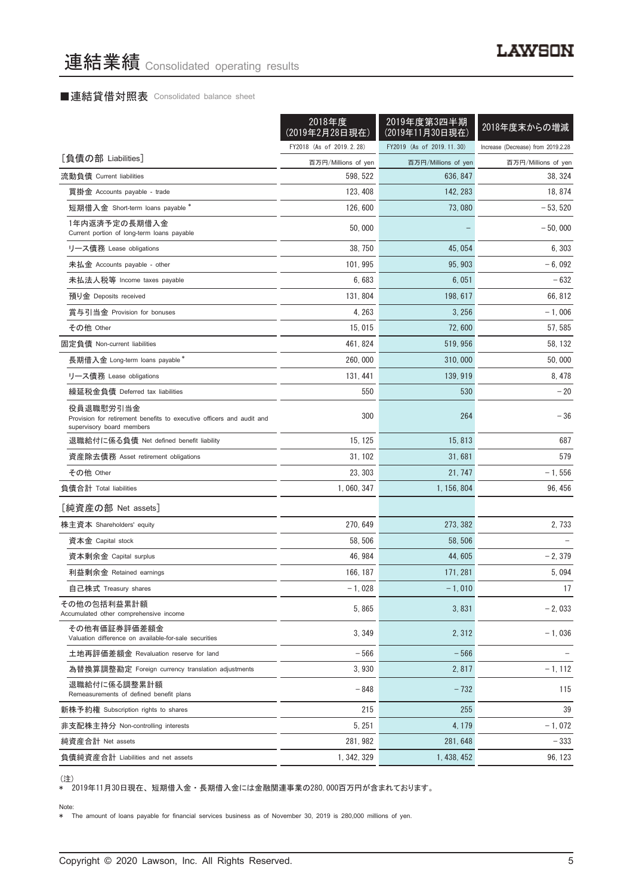# 連結業績 Consolidated operating results

## ■連結貸借対照表 Consolidated balance sheet

| | 2018年度（2019年2月28日現在） FY2018 (As of 2019.2.28) | 2019年度第3四半期（2019年11月30日現在） FY2019 (As of 2019.11.30) | 2018年度末からの増減 Increase (Decrease) from 2019.2.28 |
|---|---|---|---|
| ［負債の部 Liabilities］ | 百万円/Millions of yen | 百万円/Millions of yen | 百万円/Millions of yen |
| 流動負債 Current liabilities | 598, 522 | 636, 847 | 38, 324 |
| 買掛金 Accounts payable - trade | 123, 408 | 142, 283 | 18, 874 |
| 短期借入金 Short-term loans payable * | 126, 600 | 73, 080 | − 53, 520 |
| 1年内返済予定の長期借入金 Current portion of long-term loans payable | 50, 000 | − | − 50, 000 |
| リース債務 Lease obligations | 38, 750 | 45, 054 | 6, 303 |
| 未払金 Accounts payable - other | 101, 995 | 95, 903 | − 6, 092 |
| 未払法人税等 Income taxes payable | 6, 683 | 6, 051 | − 632 |
| 預り金 Deposits received | 131, 804 | 198, 617 | 66, 812 |
| 賞与引当金 Provision for bonuses | 4, 263 | 3, 256 | − 1, 006 |
| その他 Other | 15, 015 | 72, 600 | 57, 585 |
| 固定負債 Non-current liabilities | 461, 824 | 519, 956 | 58, 132 |
| 長期借入金 Long-term loans payable * | 260, 000 | 310, 000 | 50, 000 |
| リース債務 Lease obligations | 131, 441 | 139, 919 | 8, 478 |
| 繰延税金負債 Deferred tax liabilities | 550 | 530 | − 20 |
| 役員退職慰労引当金 Provision for retirement benefits to executive officers and audit and supervisory board members | 300 | 264 | − 36 |
| 退職給付に係る負債 Net defined benefit liability | 15, 125 | 15, 813 | 687 |
| 資産除去債務 Asset retirement obligations | 31, 102 | 31, 681 | 579 |
| その他 Other | 23, 303 | 21, 747 | − 1, 556 |
| 負債合計 Total liabilities | 1, 060, 347 | 1, 156, 804 | 96, 456 |
| ［純資産の部 Net assets］ | | | |
| 株主資本 Shareholders' equity | 270, 649 | 273, 382 | 2, 733 |
| 資本金 Capital stock | 58, 506 | 58, 506 | − |
| 資本剰余金 Capital surplus | 46, 984 | 44, 605 | − 2, 379 |
| 利益剰余金 Retained earnings | 166, 187 | 171, 281 | 5, 094 |
| 自己株式 Treasury shares | − 1, 028 | − 1, 010 | 17 |
| その他の包括利益累計額 Accumulated other comprehensive income | 5, 865 | 3, 831 | − 2, 033 |
| その他有価証券評価差額金 Valuation difference on available-for-sale securities | 3, 349 | 2, 312 | − 1, 036 |
| 土地再評価差額金 Revaluation reserve for land | − 566 | − 566 | − |
| 為替換算調整勘定 Foreign currency translation adjustments | 3, 930 | 2, 817 | − 1, 112 |
| 退職給付に係る調整累計額 Remeasurements of defined benefit plans | − 848 | − 732 | 115 |
| 新株予約権 Subscription rights to shares | 215 | 255 | 39 |
| 非支配株主持分 Non-controlling interests | 5, 251 | 4, 179 | − 1, 072 |
| 純資産合計 Net assets | 281, 982 | 281, 648 | − 333 |
| 負債純資産合計 Liabilities and net assets | 1, 342, 329 | 1, 438, 452 | 96, 123 |

（注）
＊ 2019年11月30日現在、短期借入金・長期借入金には金融関連事業の280, 000百万円が含まれております。

Note:
＊ The amount of loans payable for financial services business as of November 30, 2019 is 280,000 millions of yen.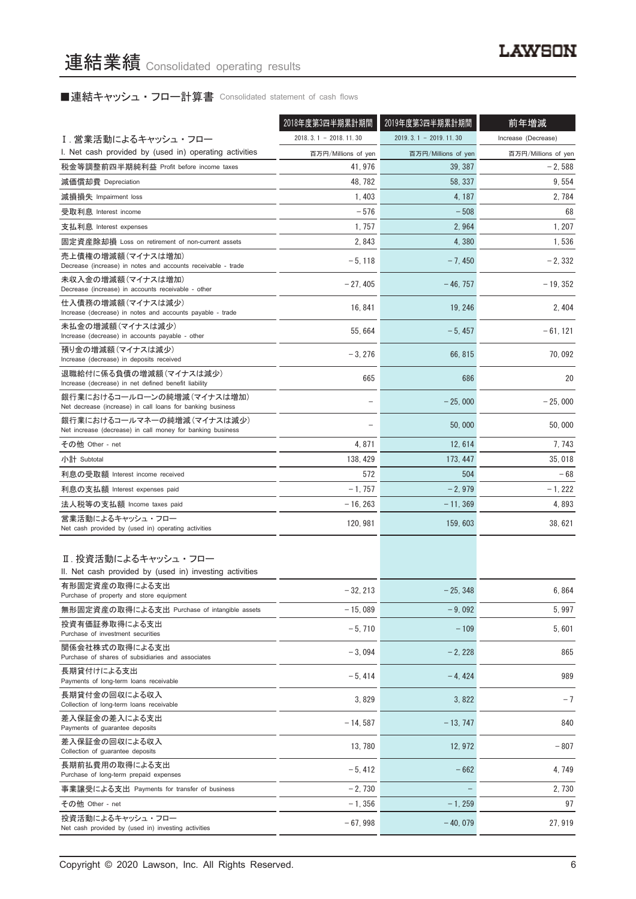# 連結業績 Consolidated operating results

## ■連結キャッシュ・フロー計算書 Consolidated statement of cash flows

| | 2018年度第3四半期累計期間 | 2019年度第3四半期累計期間 | 前年増減 |
|---|---|---|---|
| Ⅰ. 営業活動によるキャッシュ・フロー | 2018. 3. 1 － 2018. 11. 30 | 2019. 3. 1 － 2019. 11. 30 | Increase (Decrease) |
| I. Net cash provided by (used in) operating activities | 百万円/Millions of yen | 百万円/Millions of yen | 百万円/Millions of yen |
| 税金等調整前四半期純利益 Profit before income taxes | 41, 976 | 39, 387 | －2, 588 |
| 減価償却費 Depreciation | 48, 782 | 58, 337 | 9, 554 |
| 減損損失 Impairment loss | 1, 403 | 4, 187 | 2, 784 |
| 受取利息 Interest income | －576 | －508 | 68 |
| 支払利息 Interest expenses | 1, 757 | 2, 964 | 1, 207 |
| 固定資産除却損 Loss on retirement of non-current assets | 2, 843 | 4, 380 | 1, 536 |
| 売上債権の増減額（マイナスは増加） Decrease (increase) in notes and accounts receivable - trade | －5, 118 | －7, 450 | －2, 332 |
| 未収入金の増減額（マイナスは増加） Decrease (increase) in accounts receivable - other | －27, 405 | －46, 757 | －19, 352 |
| 仕入債務の増減額（マイナスは減少） Increase (decrease) in notes and accounts payable - trade | 16, 841 | 19, 246 | 2, 404 |
| 未払金の増減額（マイナスは減少） Increase (decrease) in accounts payable - other | 55, 664 | －5, 457 | －61, 121 |
| 預り金の増減額（マイナスは減少） Increase (decrease) in deposits received | －3, 276 | 66, 815 | 70, 092 |
| 退職給付に係る負債の増減額（マイナスは減少） Increase (decrease) in net defined benefit liability | 665 | 686 | 20 |
| 銀行業におけるコールローンの純増減（マイナスは増加） Net decrease (increase) in call loans for banking business | － | －25, 000 | －25, 000 |
| 銀行業におけるコールマネーの純増減（マイナスは減少） Net increase (decrease) in call money for banking business | － | 50, 000 | 50, 000 |
| その他 Other - net | 4, 871 | 12, 614 | 7, 743 |
| 小計 Subtotal | 138, 429 | 173, 447 | 35, 018 |
| 利息の受取額 Interest income received | 572 | 504 | －68 |
| 利息の支払額 Interest expenses paid | －1, 757 | －2, 979 | －1, 222 |
| 法人税等の支払額 Income taxes paid | －16, 263 | －11, 369 | 4, 893 |
| 営業活動によるキャッシュ・フロー Net cash provided by (used in) operating activities | 120, 981 | 159, 603 | 38, 621 |
| Ⅱ. 投資活動によるキャッシュ・フロー II. Net cash provided by (used in) investing activities | | | |
| 有形固定資産の取得による支出 Purchase of property and store equipment | －32, 213 | －25, 348 | 6, 864 |
| 無形固定資産の取得による支出 Purchase of intangible assets | －15, 089 | －9, 092 | 5, 997 |
| 投資有価証券取得による支出 Purchase of investment securities | －5, 710 | －109 | 5, 601 |
| 関係会社株式の取得による支出 Purchase of shares of subsidiaries and associates | －3, 094 | －2, 228 | 865 |
| 長期貸付けによる支出 Payments of long-term loans receivable | －5, 414 | －4, 424 | 989 |
| 長期貸付金の回収による収入 Collection of long-term loans receivable | 3, 829 | 3, 822 | －7 |
| 差入保証金の差入による支出 Payments of guarantee deposits | －14, 587 | －13, 747 | 840 |
| 差入保証金の回収による収入 Collection of guarantee deposits | 13, 780 | 12, 972 | －807 |
| 長期前払費用の取得による支出 Purchase of long-term prepaid expenses | －5, 412 | －662 | 4, 749 |
| 事業譲受による支出 Payments for transfer of business | －2, 730 | － | 2, 730 |
| その他 Other - net | －1, 356 | －1, 259 | 97 |
| 投資活動によるキャッシュ・フロー Net cash provided by (used in) investing activities | －67, 998 | －40, 079 | 27, 919 |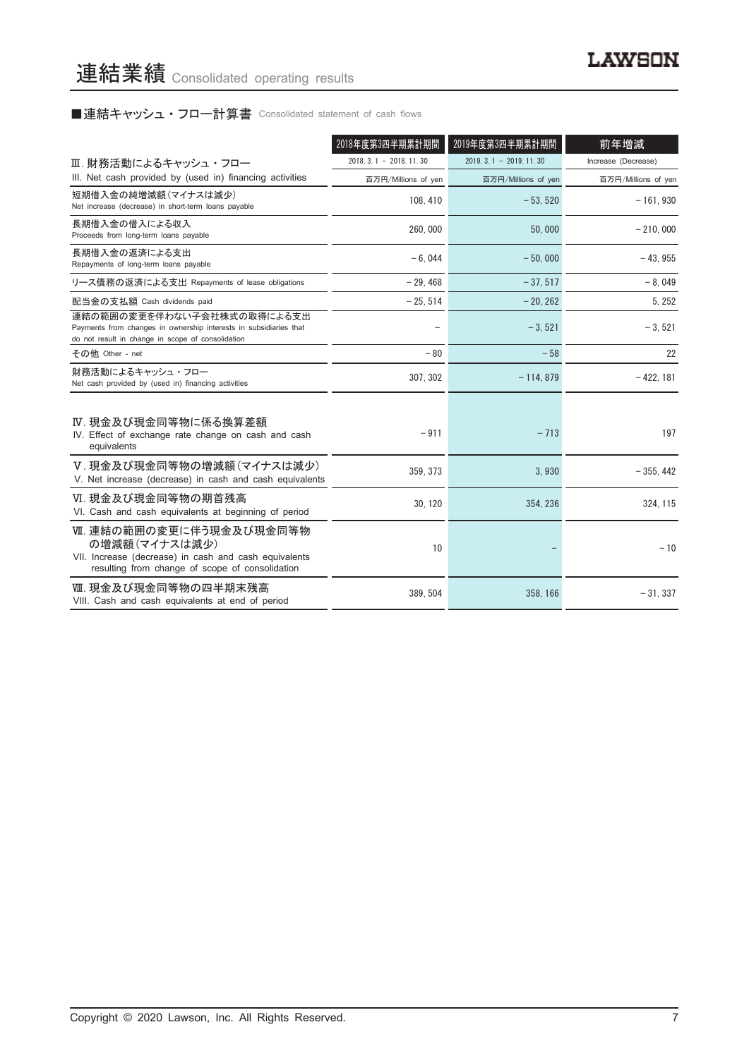# 連結業績 Consolidated operating results

■連結キャッシュ・フロー計算書 Consolidated statement of cash flows

| | 2018年度第3四半期累計期間 | 2019年度第3四半期累計期間 | 前年増減 |
|---|---|---|---|
| Ⅲ. 財務活動によるキャッシュ・フロー<br>III. Net cash provided by (used in) financing activities | 2018. 3. 1 – 2018. 11. 30<br>百万円/Millions of yen | 2019. 3. 1 – 2019. 11. 30<br>百万円/Millions of yen | Increase (Decrease)<br>百万円/Millions of yen |
| 短期借入金の純増減額（マイナスは減少）<br>Net increase (decrease) in short-term loans payable | 108, 410 | – 53, 520 | – 161, 930 |
| 長期借入金の借入による収入<br>Proceeds from long-term loans payable | 260, 000 | 50, 000 | – 210, 000 |
| 長期借入金の返済による支出<br>Repayments of long-term loans payable | – 6, 044 | – 50, 000 | – 43, 955 |
| リース債務の返済による支出 Repayments of lease obligations | – 29, 468 | – 37, 517 | – 8, 049 |
| 配当金の支払額 Cash dividends paid | – 25, 514 | – 20, 262 | 5, 252 |
| 連結の範囲の変更を伴わない子会社株式の取得による支出<br>Payments from changes in ownership interests in subsidiaries that do not result in change in scope of consolidation | – | – 3, 521 | – 3, 521 |
| その他 Other - net | – 80 | – 58 | 22 |
| 財務活動によるキャッシュ・フロー<br>Net cash provided by (used in) financing activities | 307, 302 | – 114, 879 | – 422, 181 |
| Ⅳ. 現金及び現金同等物に係る換算差額<br>IV. Effect of exchange rate change on cash and cash equivalents | – 911 | – 713 | 197 |
| Ⅴ. 現金及び現金同等物の増減額（マイナスは減少）<br>V. Net increase (decrease) in cash and cash equivalents | 359, 373 | 3, 930 | – 355, 442 |
| Ⅵ. 現金及び現金同等物の期首残高<br>VI. Cash and cash equivalents at beginning of period | 30, 120 | 354, 236 | 324, 115 |
| Ⅶ. 連結の範囲の変更に伴う現金及び現金同等物の増減額（マイナスは減少）<br>VII. Increase (decrease) in cash and cash equivalents resulting from change of scope of consolidation | 10 | – | – 10 |
| Ⅷ. 現金及び現金同等物の四半期末残高<br>VIII. Cash and cash equivalents at end of period | 389, 504 | 358, 166 | – 31, 337 |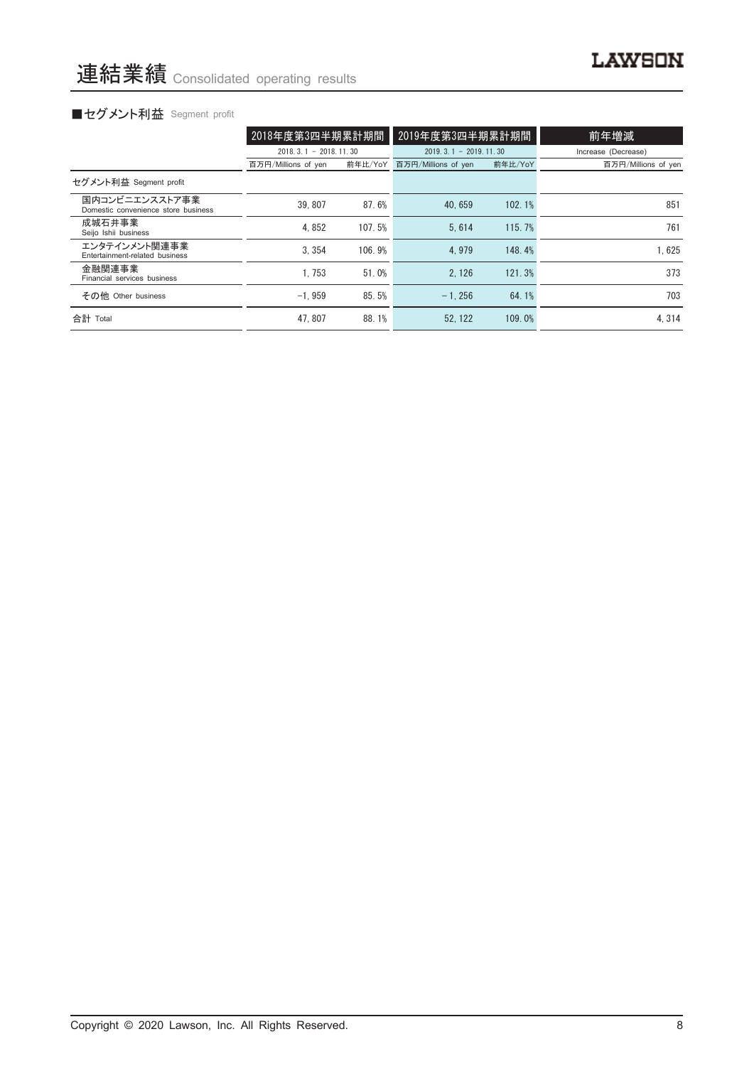# 連結業績 Consolidated operating results

■セグメント利益 Segment profit

| | 2018年度第3四半期累計期間 | | 2019年度第3四半期累計期間 | | 前年増減 |
|---|---|---|---|---|---|
| | 2018. 3. 1 － 2018. 11. 30 | | 2019. 3. 1 － 2019. 11. 30 | | Increase (Decrease) |
| | 百万円/Millions of yen | 前年比/YoY | 百万円/Millions of yen | 前年比/YoY | 百万円/Millions of yen |
| セグメント利益 Segment profit | | | | | |
| 国内コンビニエンスストア事業 Domestic convenience store business | 39, 807 | 87. 6% | 40, 659 | 102. 1% | 851 |
| 成城石井事業 Seijo Ishii business | 4, 852 | 107. 5% | 5, 614 | 115. 7% | 761 |
| エンタテインメント関連事業 Entertainment-related business | 3, 354 | 106. 9% | 4, 979 | 148. 4% | 1, 625 |
| 金融関連事業 Financial services business | 1, 753 | 51. 0% | 2, 126 | 121. 3% | 373 |
| その他 Other business | -1, 959 | 85. 5% | －1, 256 | 64. 1% | 703 |
| 合計 Total | 47, 807 | 88. 1% | 52, 122 | 109. 0% | 4, 314 |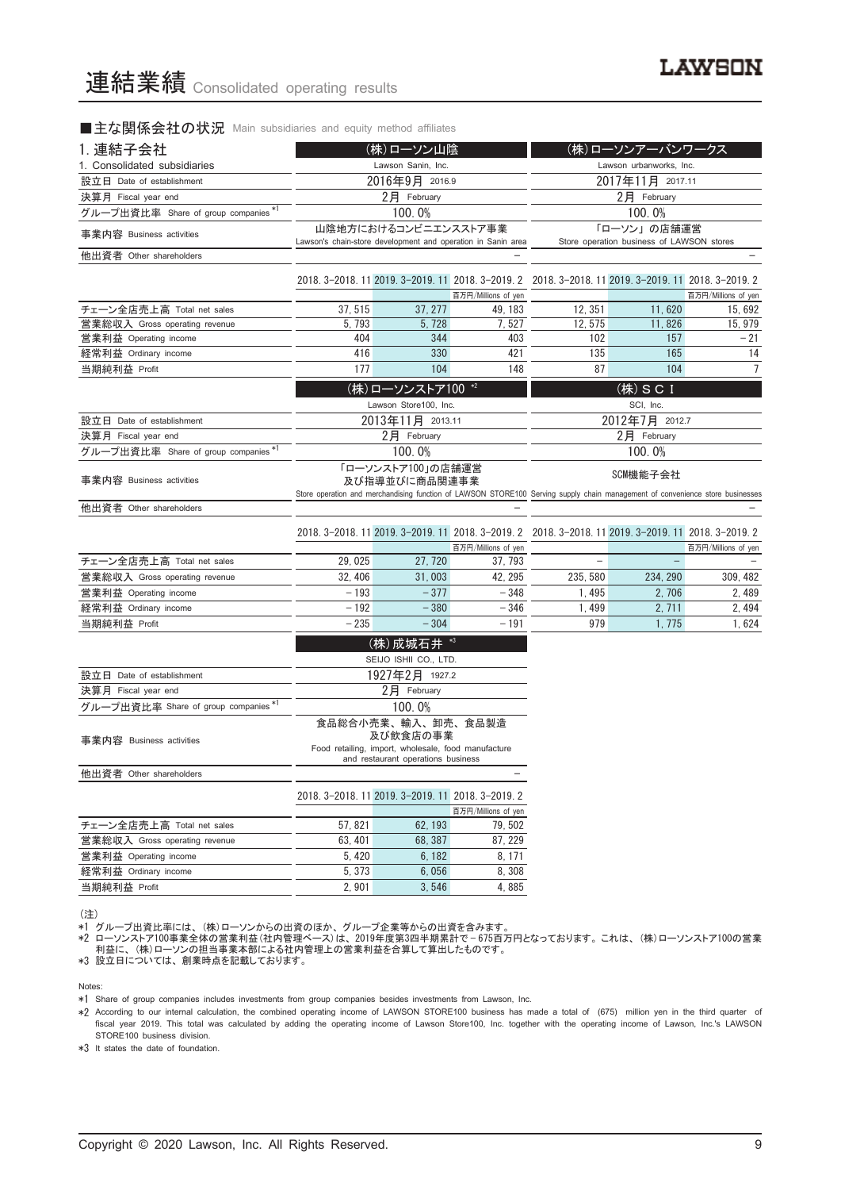# 連結業績 Consolidated operating results

### ■主な関係会社の状況 Main subsidiaries and equity method affiliates

| 1. 連結子会社<br>1. Consolidated subsidiaries | (株)ローソン山陰<br>Lawson Sanin, Inc. | | | (株)ローソンアーバンワークス<br>Lawson urbanworks, Inc. | | |
|---|---|---|---|---|---|---|
| 設立日 Date of establishment | 2016年9月 2016.9 | | | 2017年11月 2017.11 | | |
| 決算月 Fiscal year end | 2月 February | | | 2月 February | | |
| グループ出資比率 Share of group companies *1 | 100.0% | | | 100.0% | | |
| 事業内容 Business activities | 山陰地方におけるコンビニエンスストア事業<br>Lawson's chain-store development and operation in Sanin area | | | 「ローソン」の店舗運営<br>Store operation business of LAWSON stores | | |
| 他出資者 Other shareholders | – | | | – | | |
| | 2018.3-2018.11 | 2019.3-2019.11 | 2018.3-2019.2<br>百万円/Millions of yen | 2018.3-2018.11 | 2019.3-2019.11 | 2018.3-2019.2<br>百万円/Millions of yen |
| チェーン全店売上高 Total net sales | 37,515 | 37,277 | 49,183 | 12,351 | 11,620 | 15,692 |
| 営業総収入 Gross operating revenue | 5,793 | 5,728 | 7,527 | 12,575 | 11,826 | 15,979 |
| 営業利益 Operating income | 404 | 344 | 403 | 102 | 157 | −21 |
| 経常利益 Ordinary income | 416 | 330 | 421 | 135 | 165 | 14 |
| 当期純利益 Profit | 177 | 104 | 148 | 87 | 104 | 7 |

| | (株)ローソンストア100 *2<br>Lawson Store100, Inc. | | | (株)ＳＣＩ<br>SCI, Inc. | | |
|---|---|---|---|---|---|---|
| 設立日 Date of establishment | 2013年11月 2013.11 | | | 2012年7月 2012.7 | | |
| 決算月 Fiscal year end | 2月 February | | | 2月 February | | |
| グループ出資比率 Share of group companies *1 | 100.0% | | | 100.0% | | |
| 事業内容 Business activities | 「ローソンストア100」の店舗運営及び指導並びに商品関連事業<br>Store operation and merchandising function of LAWSON STORE100 | | | SCM機能子会社<br>Serving supply chain management of convenience store businesses | | |
| 他出資者 Other shareholders | – | | | – | | |
| | 2018.3-2018.11 | 2019.3-2019.11 | 2018.3-2019.2<br>百万円/Millions of yen | 2018.3-2018.11 | 2019.3-2019.11 | 2018.3-2019.2<br>百万円/Millions of yen |
| チェーン全店売上高 Total net sales | 29,025 | 27,720 | 37,793 | – | – | – |
| 営業総収入 Gross operating revenue | 32,406 | 31,003 | 42,295 | 235,580 | 234,290 | 309,482 |
| 営業利益 Operating income | −193 | −377 | −348 | 1,495 | 2,706 | 2,489 |
| 経常利益 Ordinary income | −192 | −380 | −346 | 1,499 | 2,711 | 2,494 |
| 当期純利益 Profit | −235 | −304 | −191 | 979 | 1,775 | 1,624 |

| | (株)成城石井 *3<br>SEIJO ISHII CO., LTD. | | |
|---|---|---|---|
| 設立日 Date of establishment | 1927年2月 1927.2 | | |
| 決算月 Fiscal year end | 2月 February | | |
| グループ出資比率 Share of group companies *1 | 100.0% | | |
| 事業内容 Business activities | 食品総合小売業、輸入、卸売、食品製造及び飲食店の事業<br>Food retailing, import, wholesale, food manufacture and restaurant operations business | | |
| 他出資者 Other shareholders | – | | |
| | 2018.3-2018.11 | 2019.3-2019.11 | 2018.3-2019.2<br>百万円/Millions of yen |
| チェーン全店売上高 Total net sales | 57,821 | 62,193 | 79,502 |
| 営業総収入 Gross operating revenue | 63,401 | 68,387 | 87,229 |
| 営業利益 Operating income | 5,420 | 6,182 | 8,171 |
| 経常利益 Ordinary income | 5,373 | 6,056 | 8,308 |
| 当期純利益 Profit | 2,901 | 3,546 | 4,885 |

(注)
*1 グループ出資比率には、(株)ローソンからの出資のほか、グループ企業等からの出資を含みます。
*2 ローソンストア100事業全体の営業利益(社内管理ベース)は、2019年度第3四半期累計で－675百万円となっております。これは、(株)ローソンストア100の営業利益に、(株)ローソンの担当事業本部による社内管理上の営業利益を合算して算出したものです。
*3 設立日については、創業時点を記載しております。

Notes:
*1 Share of group companies includes investments from group companies besides investments from Lawson, Inc.
*2 According to our internal calculation, the combined operating income of LAWSON STORE100 business has made a total of (675) million yen in the third quarter of fiscal year 2019. This total was calculated by adding the operating income of Lawson Store100, Inc. together with the operating income of Lawson, Inc.'s LAWSON STORE100 business division.
*3 It states the date of foundation.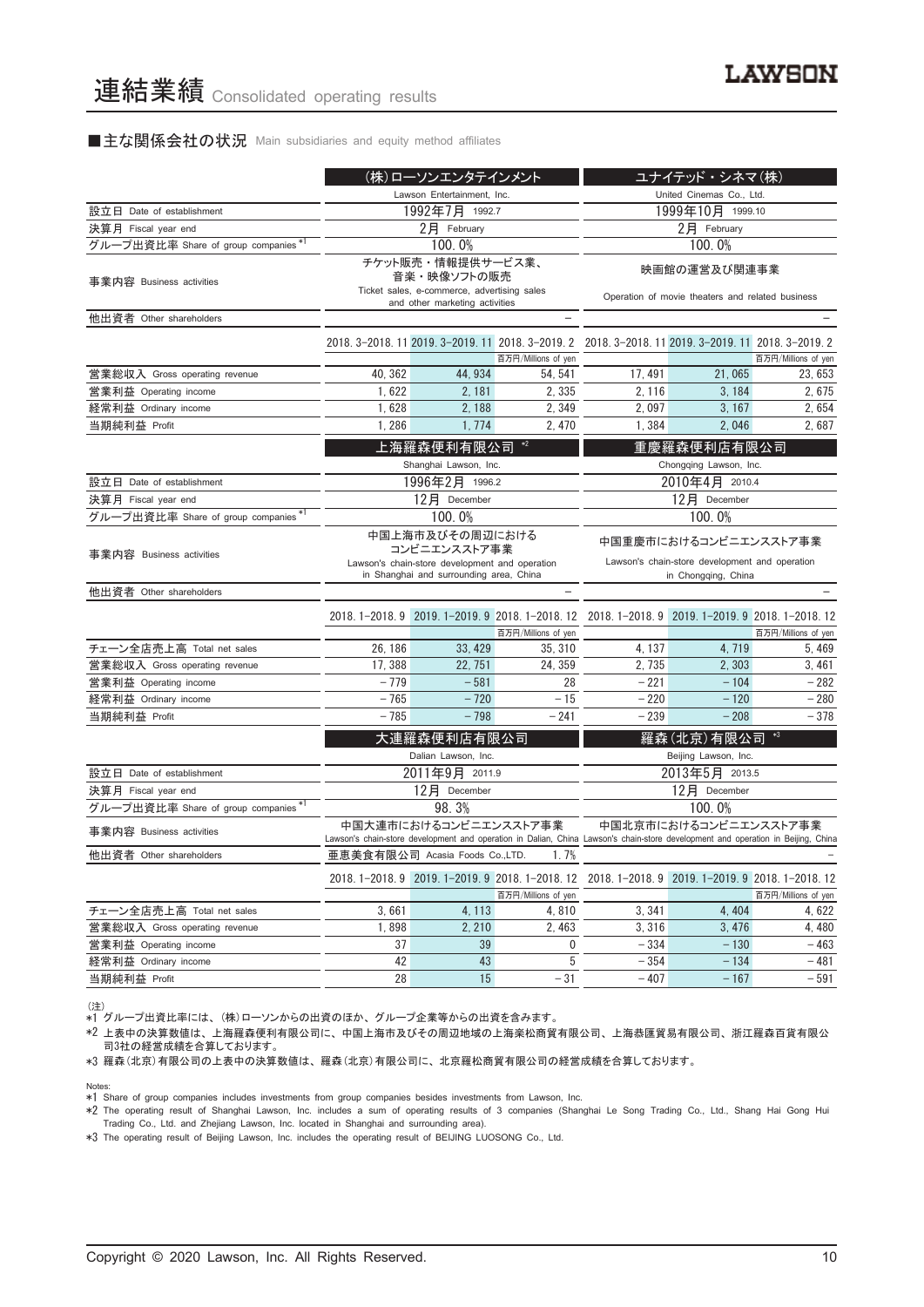# 連結業績 Consolidated operating results

## ■主な関係会社の状況 Main subsidiaries and equity method affiliates

| | (株)ローソンエンタテインメント Lawson Entertainment, Inc. | | | ユナイテッド・シネマ(株) United Cinemas Co., Ltd. | | |
|---|---|---|---|---|---|---|
| 設立日 Date of establishment | 1992年7月 1992.7 | | | 1999年10月 1999.10 | | |
| 決算月 Fiscal year end | 2月 February | | | 2月 February | | |
| グループ出資比率 Share of group companies *1 | 100.0% | | | 100.0% | | |
| 事業内容 Business activities | チケット販売・情報提供サービス業、音楽・映像ソフトの販売 Ticket sales, e-commerce, advertising sales and other marketing activities | | | 映画館の運営及び関連事業 Operation of movie theaters and related business | | |
| 他出資者 Other shareholders | − | | | − | | |
| | 2018. 3−2018. 11 | 2019. 3−2019. 11 | 2018. 3−2019. 2 | 2018. 3−2018. 11 | 2019. 3−2019. 11 | 2018. 3−2019. 2 |
| | | | 百万円/Millions of yen | | | 百万円/Millions of yen |
| 営業総収入 Gross operating revenue | 40,362 | 44,934 | 54,541 | 17,491 | 21,065 | 23,653 |
| 営業利益 Operating income | 1,622 | 2,181 | 2,335 | 2,116 | 3,184 | 2,675 |
| 経常利益 Ordinary income | 1,628 | 2,188 | 2,349 | 2,097 | 3,167 | 2,654 |
| 当期純利益 Profit | 1,286 | 1,774 | 2,470 | 1,384 | 2,046 | 2,687 |

| | 上海羅森便利有限公司 *2 Shanghai Lawson, Inc. | | | 重慶羅森便利店有限公司 Chongqing Lawson, Inc. | | |
|---|---|---|---|---|---|---|
| 設立日 Date of establishment | 1996年2月 1996.2 | | | 2010年4月 2010.4 | | |
| 決算月 Fiscal year end | 12月 December | | | 12月 December | | |
| グループ出資比率 Share of group companies *1 | 100.0% | | | 100.0% | | |
| 事業内容 Business activities | 中国上海市及びその周辺におけるコンビニエンスストア事業 Lawson's chain-store development and operation in Shanghai and surrounding area, China | | | 中国重慶市におけるコンビニエンスストア事業 Lawson's chain-store development and operation in Chongqing, China | | |
| 他出資者 Other shareholders | − | | | − | | |
| | 2018. 1−2018. 9 | 2019. 1−2019. 9 | 2018. 1−2018. 12 | 2018. 1−2018. 9 | 2019. 1−2019. 9 | 2018. 1−2018. 12 |
| | | | 百万円/Millions of yen | | | 百万円/Millions of yen |
| チェーン全店売上高 Total net sales | 26,186 | 33,429 | 35,310 | 4,137 | 4,719 | 5,469 |
| 営業総収入 Gross operating revenue | 17,388 | 22,751 | 24,359 | 2,735 | 2,303 | 3,461 |
| 営業利益 Operating income | −779 | −581 | 28 | −221 | −104 | −282 |
| 経常利益 Ordinary income | −765 | −720 | −15 | −220 | −120 | −280 |
| 当期純利益 Profit | −785 | −798 | −241 | −239 | −208 | −378 |

| | 大連羅森便利店有限公司 Dalian Lawson, Inc. | | | 羅森(北京)有限公司 *3 Beijing Lawson, Inc. | | |
|---|---|---|---|---|---|---|
| 設立日 Date of establishment | 2011年9月 2011.9 | | | 2013年5月 2013.5 | | |
| 決算月 Fiscal year end | 12月 December | | | 12月 December | | |
| グループ出資比率 Share of group companies *1 | 98.3% | | | 100.0% | | |
| 事業内容 Business activities | 中国大連市におけるコンビニエンスストア事業 Lawson's chain-store development and operation in Dalian, China | | | 中国北京市におけるコンビニエンスストア事業 Lawson's chain-store development and operation in Beijing, China | | |
| 他出資者 Other shareholders | 亜恵美食有限公司 Acasia Foods Co.,LTD. 1.7% | | | − | | |
| | 2018. 1−2018. 9 | 2019. 1−2019. 9 | 2018. 1−2018. 12 | 2018. 1−2018. 9 | 2019. 1−2019. 9 | 2018. 1−2018. 12 |
| | | | 百万円/Millions of yen | | | 百万円/Millions of yen |
| チェーン全店売上高 Total net sales | 3,661 | 4,113 | 4,810 | 3,341 | 4,404 | 4,622 |
| 営業総収入 Gross operating revenue | 1,898 | 2,210 | 2,463 | 3,316 | 3,476 | 4,480 |
| 営業利益 Operating income | 37 | 39 | 0 | −334 | −130 | −463 |
| 経常利益 Ordinary income | 42 | 43 | 5 | −354 | −134 | −481 |
| 当期純利益 Profit | 28 | 15 | −31 | −407 | −167 | −591 |

(注)
*1 グループ出資比率には、(株)ローソンからの出資のほか、グループ企業等からの出資を含みます。
*2 上表中の決算数値は、上海羅森便利有限公司に、中国上海市及びその周辺地域の上海楽松商貿有限公司、上海恭匯貿易有限公司、浙江羅森百貨有限公司3社の経営成績を合算しております。
*3 羅森(北京)有限公司の上表中の決算数値は、羅森(北京)有限公司に、北京羅松商貿有限公司の経営成績を合算しております。

Notes:
*1 Share of group companies includes investments from group companies besides investments from Lawson, Inc.
*2 The operating result of Shanghai Lawson, Inc. includes a sum of operating results of 3 companies (Shanghai Le Song Trading Co., Ltd., Shang Hai Gong Hui Trading Co., Ltd. and Zhejiang Lawson, Inc. located in Shanghai and surrounding area).
*3 The operating result of Beijing Lawson, Inc. includes the operating result of BEIJING LUOSONG Co., Ltd.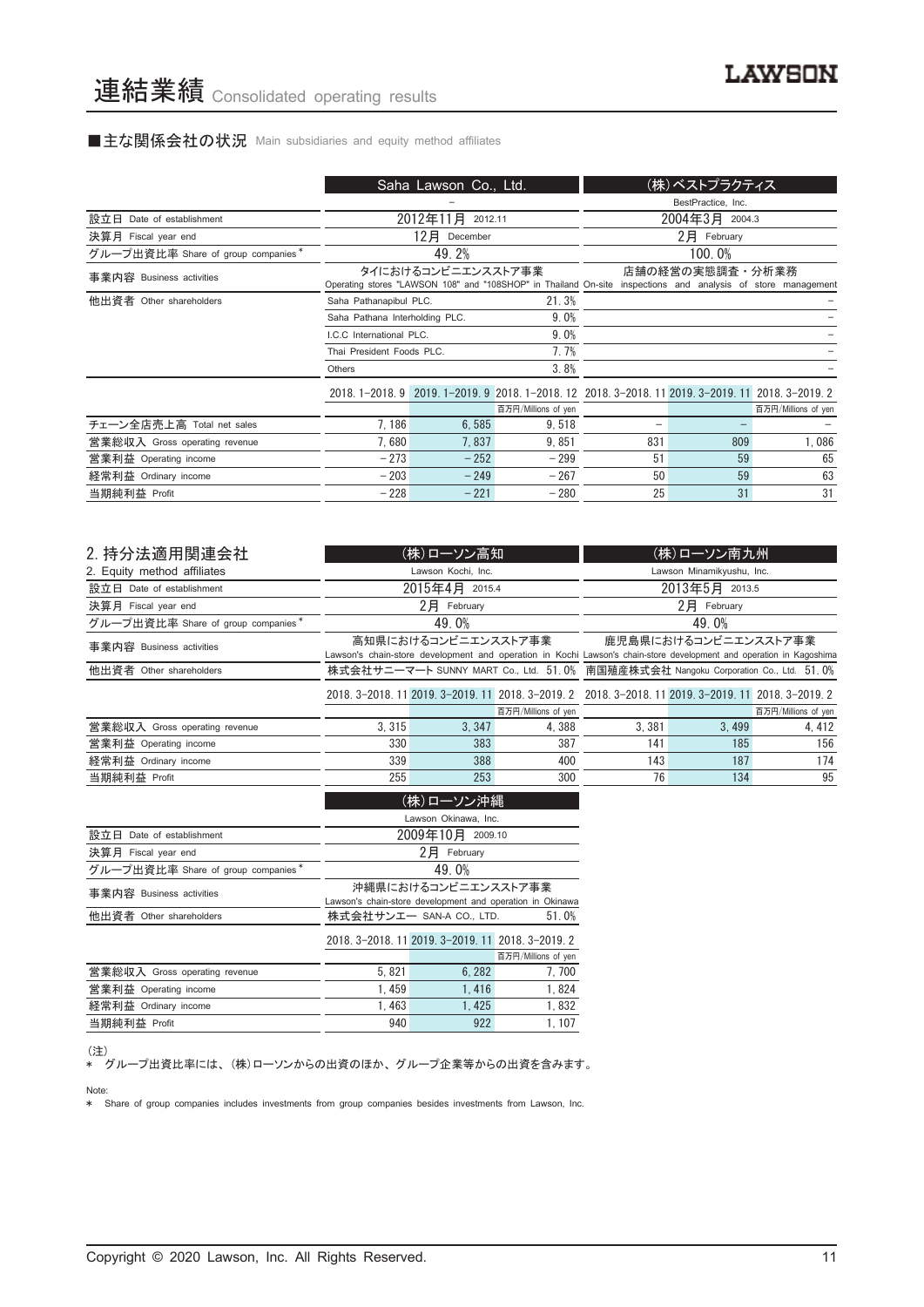# 連結業績 Consolidated operating results

■主な関係会社の状況 Main subsidiaries and equity method affiliates

| | Saha Lawson Co., Ltd. | | | (株)ベストプラクティス | | |
|---|---|---|---|---|---|---|
| | – | | | BestPractice, Inc. | | |
| 設立日 Date of establishment | 2012年11月 2012.11 | | | 2004年3月 2004.3 | | |
| 決算月 Fiscal year end | 12月 December | | | 2月 February | | |
| グループ出資比率 Share of group companies * | 49.2% | | | 100.0% | | |
| 事業内容 Business activities | タイにおけるコンビニエンスストア事業 Operating stores "LAWSON 108" and "108SHOP" in Thailand | | | 店舗の経営の実態調査・分析業務 On-site inspections and analysis of store management | | |
| 他出資者 Other shareholders | Saha Pathanapibul PLC. | | 21.3% | | | – |
| | Saha Pathana Interholding PLC. | | 9.0% | | | – |
| | I.C.C International PLC. | | 9.0% | | | – |
| | Thai President Foods PLC. | | 7.7% | | | – |
| | Others | | 3.8% | | | – |
| | 2018.1–2018.9 | 2019.1–2019.9 | 2018.1–2018.12 | 2018.3–2018.11 | 2019.3–2019.11 | 2018.3–2019.2 |
| | | | 百万円/Millions of yen | | | 百万円/Millions of yen |
| チェーン全店売上高 Total net sales | 7,186 | 6,585 | 9,518 | – | – | – |
| 営業総収入 Gross operating revenue | 7,680 | 7,837 | 9,851 | 831 | 809 | 1,086 |
| 営業利益 Operating income | −273 | −252 | −299 | 51 | 59 | 65 |
| 経常利益 Ordinary income | −203 | −249 | −267 | 50 | 59 | 63 |
| 当期純利益 Profit | −228 | −221 | −280 | 25 | 31 | 31 |

## 2. 持分法適用関連会社
## 2. Equity method affiliates

| | (株)ローソン高知 | | | (株)ローソン南九州 | | |
|---|---|---|---|---|---|---|
| | Lawson Kochi, Inc. | | | Lawson Minamikyushu, Inc. | | |
| 設立日 Date of establishment | 2015年4月 2015.4 | | | 2013年5月 2013.5 | | |
| 決算月 Fiscal year end | 2月 February | | | 2月 February | | |
| グループ出資比率 Share of group companies * | 49.0% | | | 49.0% | | |
| 事業内容 Business activities | 高知県におけるコンビニエンスストア事業 Lawson's chain-store development and operation in Kochi | | | 鹿児島県におけるコンビニエンスストア事業 Lawson's chain-store development and operation in Kagoshima | | |
| 他出資者 Other shareholders | 株式会社サニーマート SUNNY MART Co., Ltd. 51.0% | | | 南国殖産株式会社 Nangoku Corporation Co., Ltd. 51.0% | | |
| | 2018.3–2018.11 | 2019.3–2019.11 | 2018.3–2019.2 | 2018.3–2018.11 | 2019.3–2019.11 | 2018.3–2019.2 |
| | | | 百万円/Millions of yen | | | 百万円/Millions of yen |
| 営業総収入 Gross operating revenue | 3,315 | 3,347 | 4,388 | 3,381 | 3,499 | 4,412 |
| 営業利益 Operating income | 330 | 383 | 387 | 141 | 185 | 156 |
| 経常利益 Ordinary income | 339 | 388 | 400 | 143 | 187 | 174 |
| 当期純利益 Profit | 255 | 253 | 300 | 76 | 134 | 95 |

| | (株)ローソン沖縄 | | |
|---|---|---|---|
| | Lawson Okinawa, Inc. | | |
| 設立日 Date of establishment | 2009年10月 2009.10 | | |
| 決算月 Fiscal year end | 2月 February | | |
| グループ出資比率 Share of group companies * | 49.0% | | |
| 事業内容 Business activities | 沖縄県におけるコンビニエンスストア事業 Lawson's chain-store development and operation in Okinawa | | |
| 他出資者 Other shareholders | 株式会社サンエー SAN-A CO., LTD. 51.0% | | |
| | 2018.3–2018.11 | 2019.3–2019.11 | 2018.3–2019.2 |
| | | | 百万円/Millions of yen |
| 営業総収入 Gross operating revenue | 5,821 | 6,282 | 7,700 |
| 営業利益 Operating income | 1,459 | 1,416 | 1,824 |
| 経常利益 Ordinary income | 1,463 | 1,425 | 1,832 |
| 当期純利益 Profit | 940 | 922 | 1,107 |

(注)
* グループ出資比率には、(株)ローソンからの出資のほか、グループ企業等からの出資を含みます。

Note:
* Share of group companies includes investments from group companies besides investments from Lawson, Inc.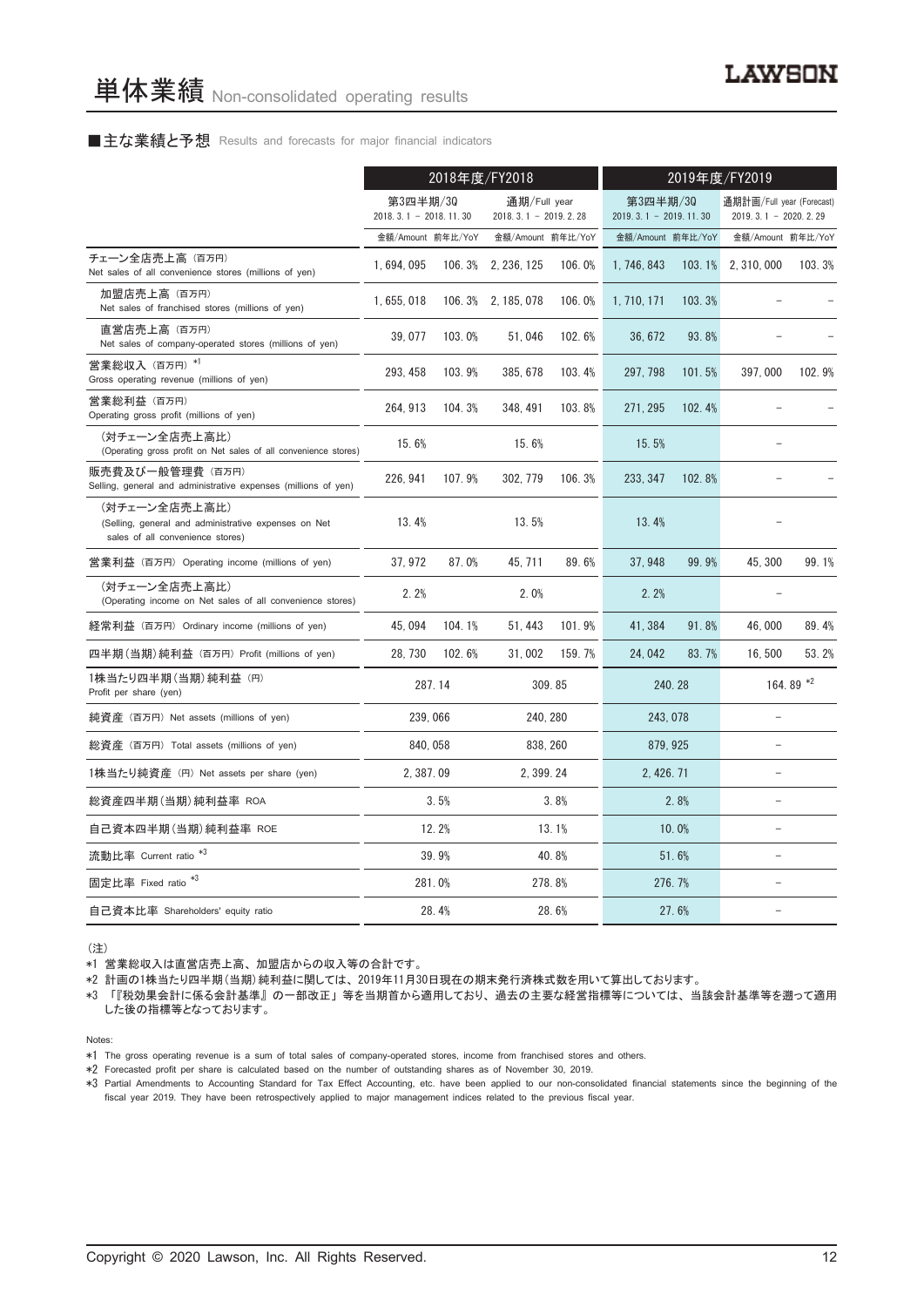# 単体業績 Non-consolidated operating results

■主な業績と予想 Results and forecasts for major financial indicators

| | 2018年度/FY2018 | | | | 2019年度/FY2019 | | | |
|---|---|---|---|---|---|---|---|---|
| | 第3四半期/3Q 2018. 3. 1 – 2018. 11. 30 | | 通期/Full year 2018. 3. 1 – 2019. 2. 28 | | 第3四半期/3Q 2019. 3. 1 – 2019. 11. 30 | | 通期計画/Full year (Forecast) 2019. 3. 1 – 2020. 2. 29 | |
| | 金額/Amount | 前年比/YoY | 金額/Amount | 前年比/YoY | 金額/Amount | 前年比/YoY | 金額/Amount | 前年比/YoY |
| チェーン全店売上高（百万円） Net sales of all convenience stores (millions of yen) | 1, 694, 095 | 106. 3% | 2, 236, 125 | 106. 0% | 1, 746, 843 | 103. 1% | 2, 310, 000 | 103. 3% |
| 加盟店売上高（百万円） Net sales of franchised stores (millions of yen) | 1, 655, 018 | 106. 3% | 2, 185, 078 | 106. 0% | 1, 710, 171 | 103. 3% | – | – |
| 直営店売上高（百万円） Net sales of company-operated stores (millions of yen) | 39, 077 | 103. 0% | 51, 046 | 102. 6% | 36, 672 | 93. 8% | – | – |
| 営業総収入（百万円）*1 Gross operating revenue (millions of yen) | 293, 458 | 103. 9% | 385, 678 | 103. 4% | 297, 798 | 101. 5% | 397, 000 | 102. 9% |
| 営業総利益（百万円） Operating gross profit (millions of yen) | 264, 913 | 104. 3% | 348, 491 | 103. 8% | 271, 295 | 102. 4% | – | – |
| （対チェーン全店売上高比） (Operating gross profit on Net sales of all convenience stores) | 15. 6% | | 15. 6% | | 15. 5% | | – | |
| 販売費及び一般管理費（百万円） Selling, general and administrative expenses (millions of yen) | 226, 941 | 107. 9% | 302, 779 | 106. 3% | 233, 347 | 102. 8% | – | – |
| （対チェーン全店売上高比） (Selling, general and administrative expenses on Net sales of all convenience stores) | 13. 4% | | 13. 5% | | 13. 4% | | – | |
| 営業利益（百万円） Operating income (millions of yen) | 37, 972 | 87. 0% | 45, 711 | 89. 6% | 37, 948 | 99. 9% | 45, 300 | 99. 1% |
| （対チェーン全店売上高比） (Operating income on Net sales of all convenience stores) | 2. 2% | | 2. 0% | | 2. 2% | | – | |
| 経常利益（百万円） Ordinary income (millions of yen) | 45, 094 | 104. 1% | 51, 443 | 101. 9% | 41, 384 | 91. 8% | 46, 000 | 89. 4% |
| 四半期(当期)純利益（百万円） Profit (millions of yen) | 28, 730 | 102. 6% | 31, 002 | 159. 7% | 24, 042 | 83. 7% | 16, 500 | 53. 2% |
| 1株当たり四半期(当期)純利益（円） Profit per share (yen) | 287. 14 | | 309. 85 | | 240. 28 | | 164. 89 *2 | |
| 純資産（百万円） Net assets (millions of yen) | 239, 066 | | 240, 280 | | 243, 078 | | – | |
| 総資産（百万円） Total assets (millions of yen) | 840, 058 | | 838, 260 | | 879, 925 | | – | |
| 1株当たり純資産（円） Net assets per share (yen) | 2, 387. 09 | | 2, 399. 24 | | 2, 426. 71 | | – | |
| 総資産四半期(当期)純利益率 ROA | 3. 5% | | 3. 8% | | 2. 8% | | – | |
| 自己資本四半期(当期)純利益率 ROE | 12. 2% | | 13. 1% | | 10. 0% | | – | |
| 流動比率 Current ratio *3 | 39. 9% | | 40. 8% | | 51. 6% | | – | |
| 固定比率 Fixed ratio *3 | 281. 0% | | 278. 8% | | 276. 7% | | – | |
| 自己資本比率 Shareholders' equity ratio | 28. 4% | | 28. 6% | | 27. 6% | | – | |

（注）

*1 営業総収入は直営店売上高、加盟店からの収入等の合計です。

*2 計画の1株当たり四半期(当期)純利益に関しては、2019年11月30日現在の期末発行済株式数を用いて算出しております。

*3 「『税効果会計に係る会計基準』の一部改正」等を当期首から適用しており、過去の主要な経営指標等については、当該会計基準等を遡って適用した後の指標等となっております。

Notes:

*1 The gross operating revenue is a sum of total sales of company-operated stores, income from franchised stores and others.

*2 Forecasted profit per share is calculated based on the number of outstanding shares as of November 30, 2019.

*3 Partial Amendments to Accounting Standard for Tax Effect Accounting, etc. have been applied to our non-consolidated financial statements since the beginning of the fiscal year 2019. They have been retrospectively applied to major management indices related to the previous fiscal year.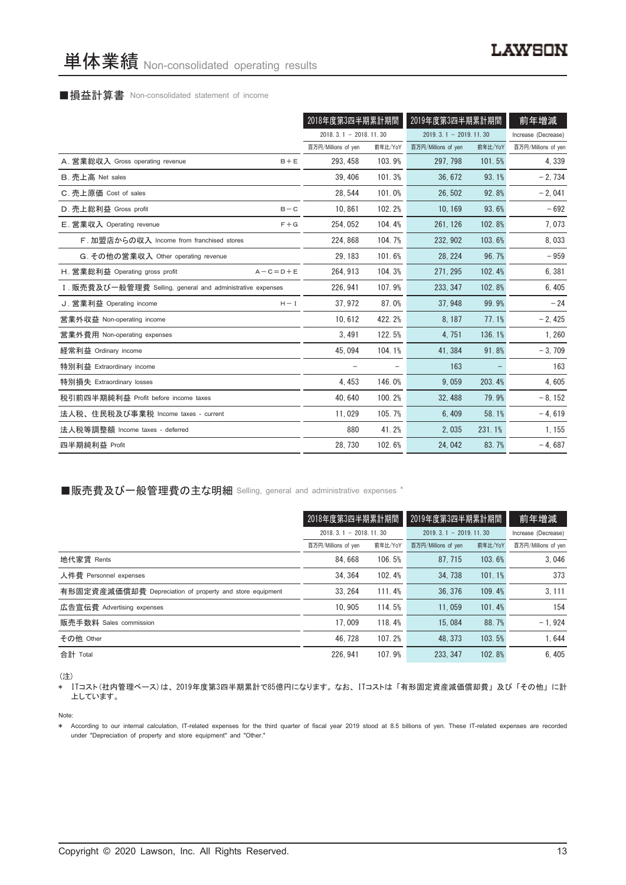# 単体業績 Non-consolidated operating results

## ■損益計算書 Non-consolidated statement of income

| | | 2018年度第3四半期累計期間 | | 2019年度第3四半期累計期間 | | 前年増減 |
|---|---|---|---|---|---|---|
| | | 2018. 3. 1 － 2018. 11. 30 | | 2019. 3. 1 － 2019. 11. 30 | | Increase (Decrease) |
| | | 百万円/Millions of yen | 前年比/YoY | 百万円/Millions of yen | 前年比/YoY | 百万円/Millions of yen |
| A. 営業総収入 Gross operating revenue | B＋E | 293, 458 | 103. 9% | 297, 798 | 101. 5% | 4, 339 |
| B. 売上高 Net sales | | 39, 406 | 101. 3% | 36, 672 | 93. 1% | －2, 734 |
| C. 売上原価 Cost of sales | | 28, 544 | 101. 0% | 26, 502 | 92. 8% | －2, 041 |
| D. 売上総利益 Gross profit | B－C | 10, 861 | 102. 2% | 10, 169 | 93. 6% | －692 |
| E. 営業収入 Operating revenue | F＋G | 254, 052 | 104. 4% | 261, 126 | 102. 8% | 7, 073 |
| F. 加盟店からの収入 Income from franchised stores | | 224, 868 | 104. 7% | 232, 902 | 103. 6% | 8, 033 |
| G. その他の営業収入 Other operating revenue | | 29, 183 | 101. 6% | 28, 224 | 96. 7% | －959 |
| H. 営業総利益 Operating gross profit | A－C＝D＋E | 264, 913 | 104. 3% | 271, 295 | 102. 4% | 6, 381 |
| I. 販売費及び一般管理費 Selling, general and administrative expenses | | 226, 941 | 107. 9% | 233, 347 | 102. 8% | 6, 405 |
| J. 営業利益 Operating income | H－I | 37, 972 | 87. 0% | 37, 948 | 99. 9% | －24 |
| 営業外収益 Non-operating income | | 10, 612 | 422. 2% | 8, 187 | 77. 1% | －2, 425 |
| 営業外費用 Non-operating expenses | | 3, 491 | 122. 5% | 4, 751 | 136. 1% | 1, 260 |
| 経常利益 Ordinary income | | 45, 094 | 104. 1% | 41, 384 | 91. 8% | －3, 709 |
| 特別利益 Extraordinary income | | － | － | 163 | － | 163 |
| 特別損失 Extraordinary losses | | 4, 453 | 146. 0% | 9, 059 | 203. 4% | 4, 605 |
| 税引前四半期純利益 Profit before income taxes | | 40, 640 | 100. 2% | 32, 488 | 79. 9% | －8, 152 |
| 法人税、住民税及び事業税 Income taxes - current | | 11, 029 | 105. 7% | 6, 409 | 58. 1% | －4, 619 |
| 法人税等調整額 Income taxes - deferred | | 880 | 41. 2% | 2, 035 | 231. 1% | 1, 155 |
| 四半期純利益 Profit | | 28, 730 | 102. 6% | 24, 042 | 83. 7% | －4, 687 |

## ■販売費及び一般管理費の主な明細 Selling, general and administrative expenses *

| | 2018年度第3四半期累計期間 | | 2019年度第3四半期累計期間 | | 前年増減 |
|---|---|---|---|---|---|
| | 2018. 3. 1 － 2018. 11. 30 | | 2019. 3. 1 － 2019. 11. 30 | | Increase (Decrease) |
| | 百万円/Millions of yen | 前年比/YoY | 百万円/Millions of yen | 前年比/YoY | 百万円/Millions of yen |
| 地代家賃 Rents | 84, 668 | 106. 5% | 87, 715 | 103. 6% | 3, 046 |
| 人件費 Personnel expenses | 34, 364 | 102. 4% | 34, 738 | 101. 1% | 373 |
| 有形固定資産減価償却費 Depreciation of property and store equipment | 33, 264 | 111. 4% | 36, 376 | 109. 4% | 3, 111 |
| 広告宣伝費 Advertising expenses | 10, 905 | 114. 5% | 11, 059 | 101. 4% | 154 |
| 販売手数料 Sales commission | 17, 009 | 118. 4% | 15, 084 | 88. 7% | －1, 924 |
| その他 Other | 46, 728 | 107. 2% | 48, 373 | 103. 5% | 1, 644 |
| 合計 Total | 226, 941 | 107. 9% | 233, 347 | 102. 8% | 6, 405 |

(注)

* ITコスト（社内管理ベース）は、2019年度第3四半期累計で85億円になります。なお、ITコストは「有形固定資産減価償却費」及び「その他」に計上しています。

Note:

* According to our internal calculation, IT-related expenses for the third quarter of fiscal year 2019 stood at 8.5 billions of yen. These IT-related expenses are recorded under "Depreciation of property and store equipment" and "Other."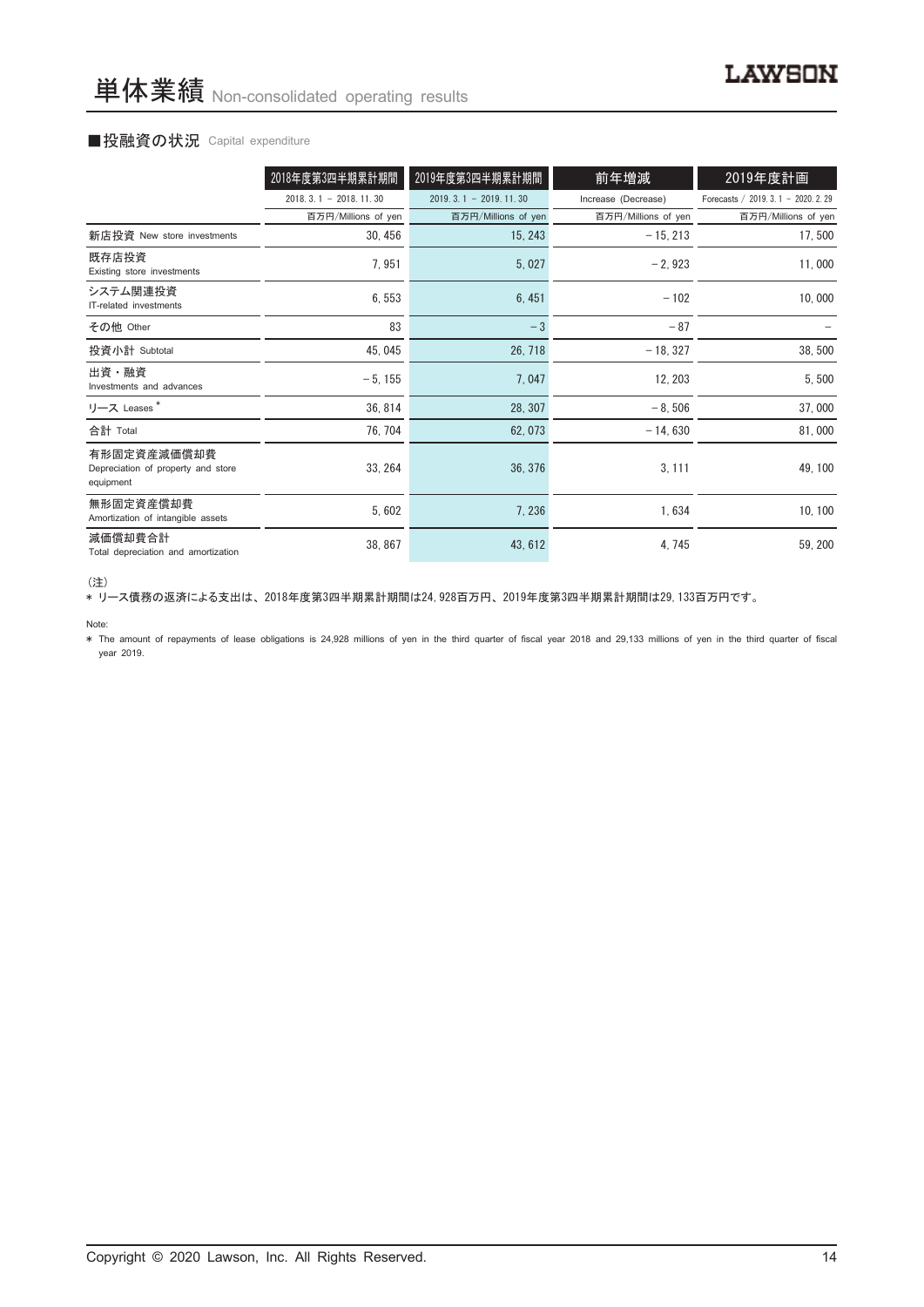# 単体業績 Non-consolidated operating results

## ■投融資の状況 Capital expenditure

| | 2018年度第3四半期累計期間 | 2019年度第3四半期累計期間 | 前年増減 | 2019年度計画 |
|---|---|---|---|---|
| | 2018. 3. 1 － 2018. 11. 30 | 2019. 3. 1 － 2019. 11. 30 | Increase (Decrease) | Forecasts / 2019. 3. 1 － 2020. 2. 29 |
| | 百万円/Millions of yen | 百万円/Millions of yen | 百万円/Millions of yen | 百万円/Millions of yen |
| 新店投資 New store investments | 30, 456 | 15, 243 | －15, 213 | 17, 500 |
| 既存店投資 Existing store investments | 7, 951 | 5, 027 | －2, 923 | 11, 000 |
| システム関連投資 IT-related investments | 6, 553 | 6, 451 | －102 | 10, 000 |
| その他 Other | 83 | －3 | －87 | － |
| 投資小計 Subtotal | 45, 045 | 26, 718 | －18, 327 | 38, 500 |
| 出資・融資 Investments and advances | －5, 155 | 7, 047 | 12, 203 | 5, 500 |
| リース Leases * | 36, 814 | 28, 307 | －8, 506 | 37, 000 |
| 合計 Total | 76, 704 | 62, 073 | －14, 630 | 81, 000 |
| 有形固定資産減価償却費 Depreciation of property and store equipment | 33, 264 | 36, 376 | 3, 111 | 49, 100 |
| 無形固定資産償却費 Amortization of intangible assets | 5, 602 | 7, 236 | 1, 634 | 10, 100 |
| 減価償却費合計 Total depreciation and amortization | 38, 867 | 43, 612 | 4, 745 | 59, 200 |

（注）

* リース債務の返済による支出は、2018年度第3四半期累計期間は24, 928百万円、2019年度第3四半期累計期間は29, 133百万円です。

Note:

* The amount of repayments of lease obligations is 24,928 millions of yen in the third quarter of fiscal year 2018 and 29,133 millions of yen in the third quarter of fiscal year 2019.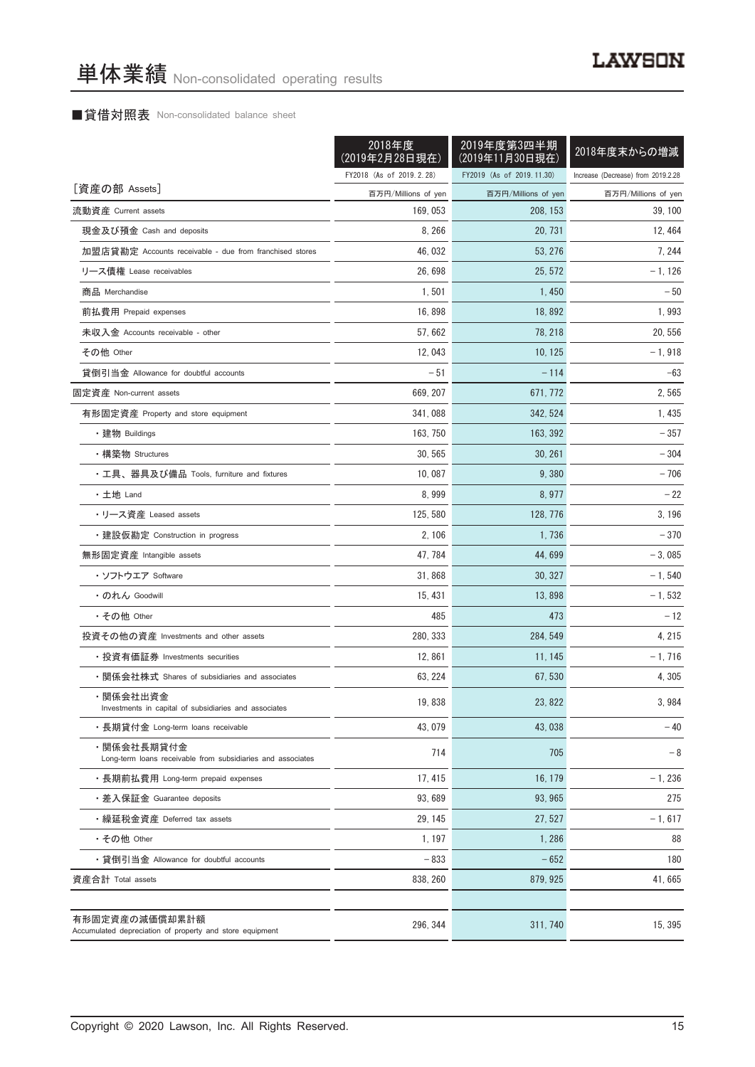# 単体業績 Non-consolidated operating results

■貸借対照表 Non-consolidated balance sheet

| | 2018年度（2019年2月28日現在） | 2019年度第3四半期（2019年11月30日現在） | 2018年度末からの増減 |
|---|---|---|---|
| | FY2018 (As of 2019.2.28) | FY2019 (As of 2019.11.30) | Increase (Decrease) from 2019.2.28 |
| [資産の部 Assets] | 百万円/Millions of yen | 百万円/Millions of yen | 百万円/Millions of yen |
| 流動資産 Current assets | 169,053 | 208,153 | 39,100 |
| 現金及び預金 Cash and deposits | 8,266 | 20,731 | 12,464 |
| 加盟店貸勘定 Accounts receivable - due from franchised stores | 46,032 | 53,276 | 7,244 |
| リース債権 Lease receivables | 26,698 | 25,572 | －1,126 |
| 商品 Merchandise | 1,501 | 1,450 | －50 |
| 前払費用 Prepaid expenses | 16,898 | 18,892 | 1,993 |
| 未収入金 Accounts receivable - other | 57,662 | 78,218 | 20,556 |
| その他 Other | 12,043 | 10,125 | －1,918 |
| 貸倒引当金 Allowance for doubtful accounts | －51 | －114 | -63 |
| 固定資産 Non-current assets | 669,207 | 671,772 | 2,565 |
| 有形固定資産 Property and store equipment | 341,088 | 342,524 | 1,435 |
| ・建物 Buildings | 163,750 | 163,392 | －357 |
| ・構築物 Structures | 30,565 | 30,261 | －304 |
| ・工具、器具及び備品 Tools, furniture and fixtures | 10,087 | 9,380 | －706 |
| ・土地 Land | 8,999 | 8,977 | －22 |
| ・リース資産 Leased assets | 125,580 | 128,776 | 3,196 |
| ・建設仮勘定 Construction in progress | 2,106 | 1,736 | －370 |
| 無形固定資産 Intangible assets | 47,784 | 44,699 | －3,085 |
| ・ソフトウエア Software | 31,868 | 30,327 | －1,540 |
| ・のれん Goodwill | 15,431 | 13,898 | －1,532 |
| ・その他 Other | 485 | 473 | －12 |
| 投資その他の資産 Investments and other assets | 280,333 | 284,549 | 4,215 |
| ・投資有価証券 Investments securities | 12,861 | 11,145 | －1,716 |
| ・関係会社株式 Shares of subsidiaries and associates | 63,224 | 67,530 | 4,305 |
| ・関係会社出資金 Investments in capital of subsidiaries and associates | 19,838 | 23,822 | 3,984 |
| ・長期貸付金 Long-term loans receivable | 43,079 | 43,038 | －40 |
| ・関係会社長期貸付金 Long-term loans receivable from subsidiaries and associates | 714 | 705 | －8 |
| ・長期前払費用 Long-term prepaid expenses | 17,415 | 16,179 | －1,236 |
| ・差入保証金 Guarantee deposits | 93,689 | 93,965 | 275 |
| ・繰延税金資産 Deferred tax assets | 29,145 | 27,527 | －1,617 |
| ・その他 Other | 1,197 | 1,286 | 88 |
| ・貸倒引当金 Allowance for doubtful accounts | －833 | －652 | 180 |
| 資産合計 Total assets | 838,260 | 879,925 | 41,665 |

| | | | |
|---|---|---|---|
| 有形固定資産の減価償却累計額 Accumulated depreciation of property and store equipment | 296,344 | 311,740 | 15,395 |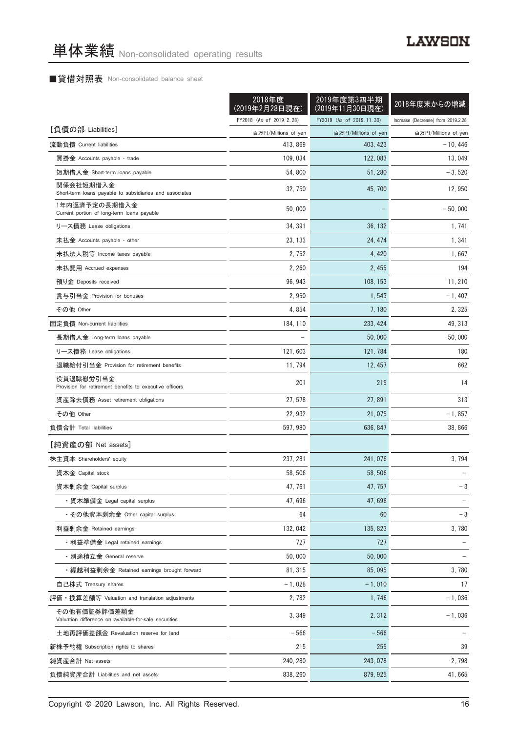# 単体業績 Non-consolidated operating results

## ■貸借対照表 Non-consolidated balance sheet

| | 2018年度(2019年2月28日現在) | 2019年度第3四半期(2019年11月30日現在) | 2018年度末からの増減 |
|---|---|---|---|
| | FY2018 (As of 2019.2.28) | FY2019 (As of 2019.11.30) | Increase (Decrease) from 2019.2.28 |
| [負債の部 Liabilities] | 百万円/Millions of yen | 百万円/Millions of yen | 百万円/Millions of yen |
| 流動負債 Current liabilities | 413,869 | 403,423 | －10,446 |
| 買掛金 Accounts payable - trade | 109,034 | 122,083 | 13,049 |
| 短期借入金 Short-term loans payable | 54,800 | 51,280 | －3,520 |
| 関係会社短期借入金 Short-term loans payable to subsidiaries and associates | 32,750 | 45,700 | 12,950 |
| 1年内返済予定の長期借入金 Current portion of long-term loans payable | 50,000 | － | －50,000 |
| リース債務 Lease obligations | 34,391 | 36,132 | 1,741 |
| 未払金 Accounts payable - other | 23,133 | 24,474 | 1,341 |
| 未払法人税等 Income taxes payable | 2,752 | 4,420 | 1,667 |
| 未払費用 Accrued expenses | 2,260 | 2,455 | 194 |
| 預り金 Deposits received | 96,943 | 108,153 | 11,210 |
| 賞与引当金 Provision for bonuses | 2,950 | 1,543 | －1,407 |
| その他 Other | 4,854 | 7,180 | 2,325 |
| 固定負債 Non-current liabilities | 184,110 | 233,424 | 49,313 |
| 長期借入金 Long-term loans payable | － | 50,000 | 50,000 |
| リース債務 Lease obligations | 121,603 | 121,784 | 180 |
| 退職給付引当金 Provision for retirement benefits | 11,794 | 12,457 | 662 |
| 役員退職慰労引当金 Provision for retirement benefits to executive officers | 201 | 215 | 14 |
| 資産除去債務 Asset retirement obligations | 27,578 | 27,891 | 313 |
| その他 Other | 22,932 | 21,075 | －1,857 |
| 負債合計 Total liabilities | 597,980 | 636,847 | 38,866 |
| [純資産の部 Net assets] | | | |
| 株主資本 Shareholders' equity | 237,281 | 241,076 | 3,794 |
| 資本金 Capital stock | 58,506 | 58,506 | － |
| 資本剰余金 Capital surplus | 47,761 | 47,757 | －3 |
| ・資本準備金 Legal capital surplus | 47,696 | 47,696 | － |
| ・その他資本剰余金 Other capital surplus | 64 | 60 | －3 |
| 利益剰余金 Retained earnings | 132,042 | 135,823 | 3,780 |
| ・利益準備金 Legal retained earnings | 727 | 727 | － |
| ・別途積立金 General reserve | 50,000 | 50,000 | － |
| ・繰越利益剰余金 Retained earnings brought forward | 81,315 | 85,095 | 3,780 |
| 自己株式 Treasury shares | －1,028 | －1,010 | 17 |
| 評価・換算差額等 Valuation and translation adjustments | 2,782 | 1,746 | －1,036 |
| その他有価証券評価差額金 Valuation difference on available-for-sale securities | 3,349 | 2,312 | －1,036 |
| 土地再評価差額金 Revaluation reserve for land | －566 | －566 | － |
| 新株予約権 Subscription rights to shares | 215 | 255 | 39 |
| 純資産合計 Net assets | 240,280 | 243,078 | 2,798 |
| 負債純資産合計 Liabilities and net assets | 838,260 | 879,925 | 41,665 |

Copyright © 2020 Lawson, Inc. All Rights Reserved.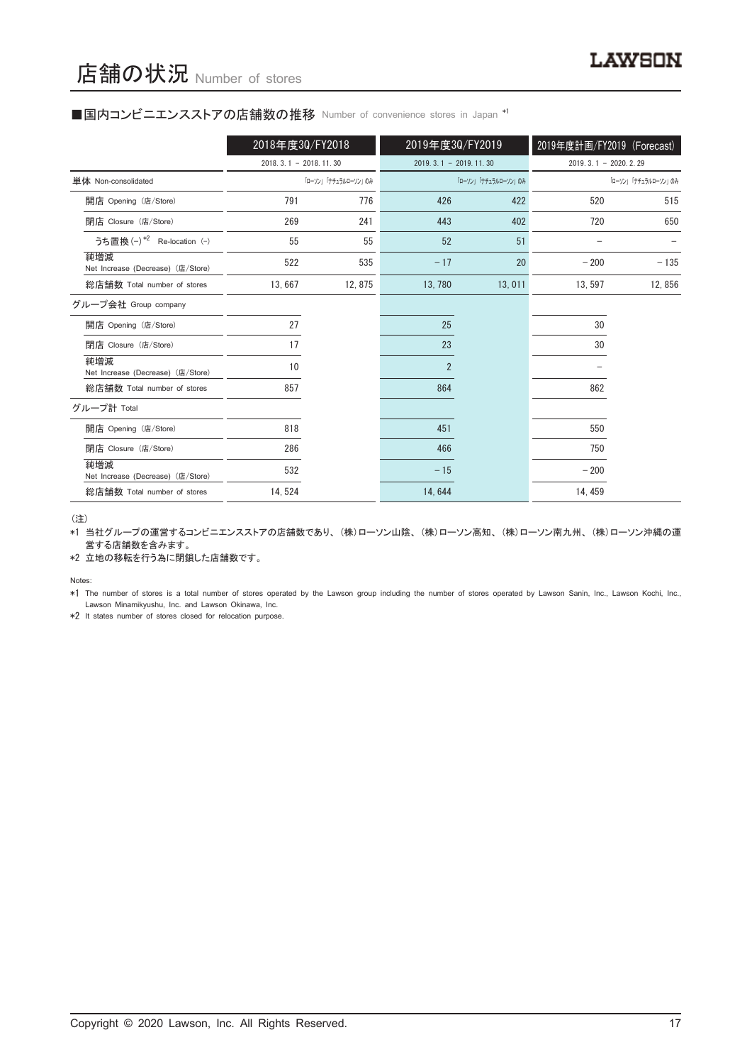# 店舗の状況 Number of stores

## ■国内コンビニエンスストアの店舗数の推移 Number of convenience stores in Japan *1

| | 2018年度3Q/FY2018 | | 2019年度3Q/FY2019 | | 2019年度計画/FY2019 (Forecast) | |
|---|---|---|---|---|---|---|
| | 2018. 3. 1 － 2018. 11. 30 | | 2019. 3. 1 － 2019. 11. 30 | | 2019. 3. 1 － 2020. 2. 29 | |
| 単体 Non-consolidated | | 「ローソン」「ナチュラルローソン」のみ | | 「ローソン」「ナチュラルローソン」のみ | | 「ローソン」「ナチュラルローソン」のみ |
| 開店 Opening (店/Store) | 791 | 776 | 426 | 422 | 520 | 515 |
| 閉店 Closure (店/Store) | 269 | 241 | 443 | 402 | 720 | 650 |
| うち置換 (−) *2 Re-location (−) | 55 | 55 | 52 | 51 | − | − |
| 純増減 Net Increase (Decrease) (店/Store) | 522 | 535 | －17 | 20 | －200 | －135 |
| 総店舗数 Total number of stores | 13, 667 | 12, 875 | 13, 780 | 13, 011 | 13, 597 | 12, 856 |
| グループ会社 Group company | | | | | | |
| 開店 Opening (店/Store) | 27 | | 25 | | 30 | |
| 閉店 Closure (店/Store) | 17 | | 23 | | 30 | |
| 純増減 Net Increase (Decrease) (店/Store) | 10 | | 2 | | − | |
| 総店舗数 Total number of stores | 857 | | 864 | | 862 | |
| グループ計 Total | | | | | | |
| 開店 Opening (店/Store) | 818 | | 451 | | 550 | |
| 閉店 Closure (店/Store) | 286 | | 466 | | 750 | |
| 純増減 Net Increase (Decrease) (店/Store) | 532 | | －15 | | －200 | |
| 総店舗数 Total number of stores | 14, 524 | | 14, 644 | | 14, 459 | |

(注)

*1 当社グループの運営するコンビニエンスストアの店舗数であり、(株)ローソン山陰、(株)ローソン高知、(株)ローソン南九州、(株)ローソン沖縄の運営する店舗数を含みます。

*2 立地の移転を行う為に閉鎖した店舗数です。

Notes:

*1 The number of stores is a total number of stores operated by the Lawson group including the number of stores operated by Lawson Sanin, Inc., Lawson Kochi, Inc., Lawson Minamikyushu, Inc. and Lawson Okinawa, Inc.

*2 It states number of stores closed for relocation purpose.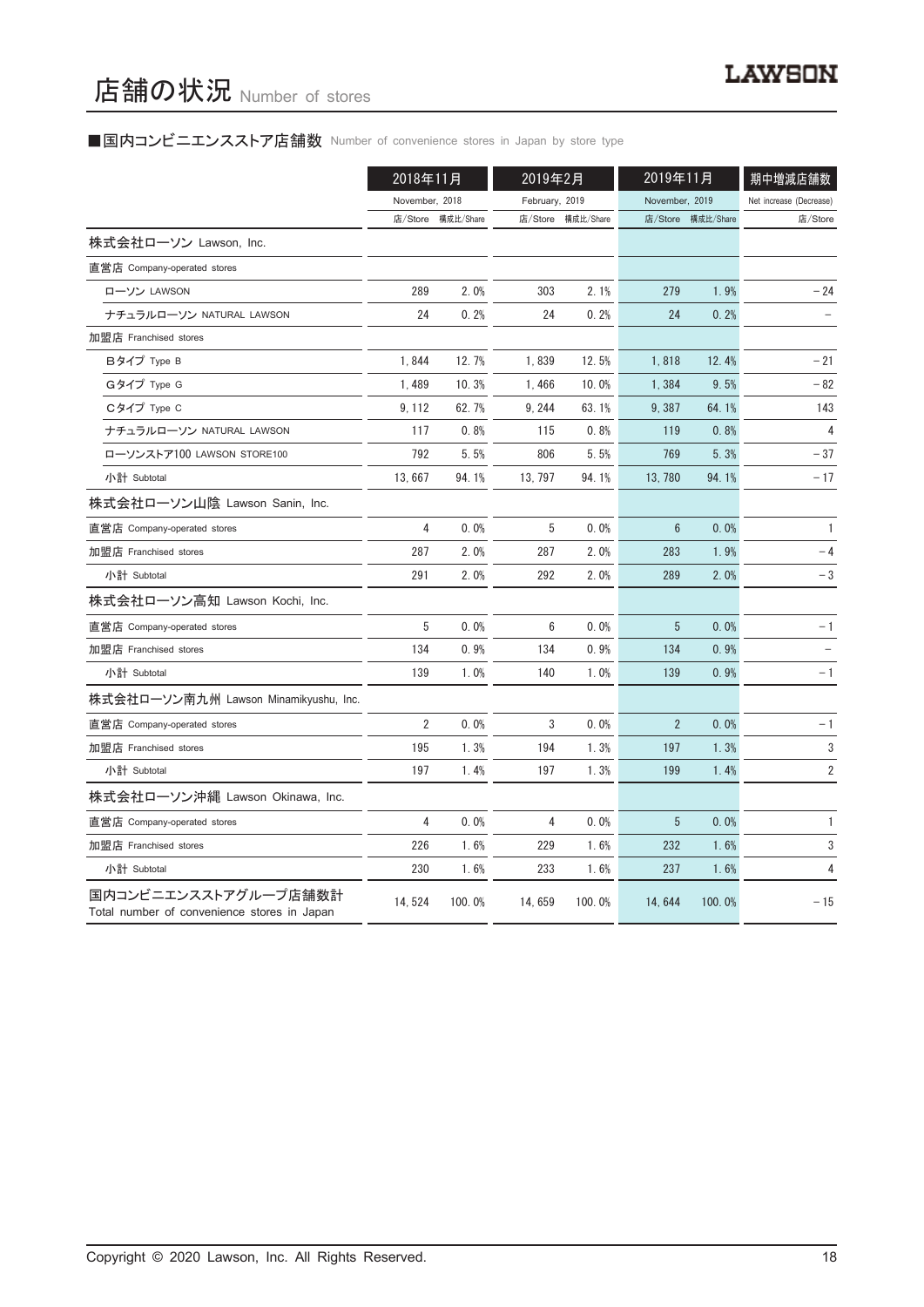# 店舗の状況 Number of stores

## ■国内コンビニエンスストア店舗数 Number of convenience stores in Japan by store type

| | 2018年11月 November, 2018 | | 2019年2月 February, 2019 | | 2019年11月 November, 2019 | | 期中増減店舗数 Net increase (Decrease) |
|---|---|---|---|---|---|---|---|
| | 店/Store | 構成比/Share | 店/Store | 構成比/Share | 店/Store | 構成比/Share | 店/Store |
| 株式会社ローソン Lawson, Inc. | | | | | | | |
| 直営店 Company-operated stores | | | | | | | |
| ローソン LAWSON | 289 | 2.0% | 303 | 2.1% | 279 | 1.9% | −24 |
| ナチュラルローソン NATURAL LAWSON | 24 | 0.2% | 24 | 0.2% | 24 | 0.2% | − |
| 加盟店 Franchised stores | | | | | | | |
| Bタイプ Type B | 1,844 | 12.7% | 1,839 | 12.5% | 1,818 | 12.4% | −21 |
| Gタイプ Type G | 1,489 | 10.3% | 1,466 | 10.0% | 1,384 | 9.5% | −82 |
| Cタイプ Type C | 9,112 | 62.7% | 9,244 | 63.1% | 9,387 | 64.1% | 143 |
| ナチュラルローソン NATURAL LAWSON | 117 | 0.8% | 115 | 0.8% | 119 | 0.8% | 4 |
| ローソンストア100 LAWSON STORE100 | 792 | 5.5% | 806 | 5.5% | 769 | 5.3% | −37 |
| 小計 Subtotal | 13,667 | 94.1% | 13,797 | 94.1% | 13,780 | 94.1% | −17 |
| 株式会社ローソン山陰 Lawson Sanin, Inc. | | | | | | | |
| 直営店 Company-operated stores | 4 | 0.0% | 5 | 0.0% | 6 | 0.0% | 1 |
| 加盟店 Franchised stores | 287 | 2.0% | 287 | 2.0% | 283 | 1.9% | −4 |
| 小計 Subtotal | 291 | 2.0% | 292 | 2.0% | 289 | 2.0% | −3 |
| 株式会社ローソン高知 Lawson Kochi, Inc. | | | | | | | |
| 直営店 Company-operated stores | 5 | 0.0% | 6 | 0.0% | 5 | 0.0% | −1 |
| 加盟店 Franchised stores | 134 | 0.9% | 134 | 0.9% | 134 | 0.9% | − |
| 小計 Subtotal | 139 | 1.0% | 140 | 1.0% | 139 | 0.9% | −1 |
| 株式会社ローソン南九州 Lawson Minamikyushu, Inc. | | | | | | | |
| 直営店 Company-operated stores | 2 | 0.0% | 3 | 0.0% | 2 | 0.0% | −1 |
| 加盟店 Franchised stores | 195 | 1.3% | 194 | 1.3% | 197 | 1.3% | 3 |
| 小計 Subtotal | 197 | 1.4% | 197 | 1.3% | 199 | 1.4% | 2 |
| 株式会社ローソン沖縄 Lawson Okinawa, Inc. | | | | | | | |
| 直営店 Company-operated stores | 4 | 0.0% | 4 | 0.0% | 5 | 0.0% | 1 |
| 加盟店 Franchised stores | 226 | 1.6% | 229 | 1.6% | 232 | 1.6% | 3 |
| 小計 Subtotal | 230 | 1.6% | 233 | 1.6% | 237 | 1.6% | 4 |
| 国内コンビニエンスストアグループ店舗数計 Total number of convenience stores in Japan | 14,524 | 100.0% | 14,659 | 100.0% | 14,644 | 100.0% | −15 |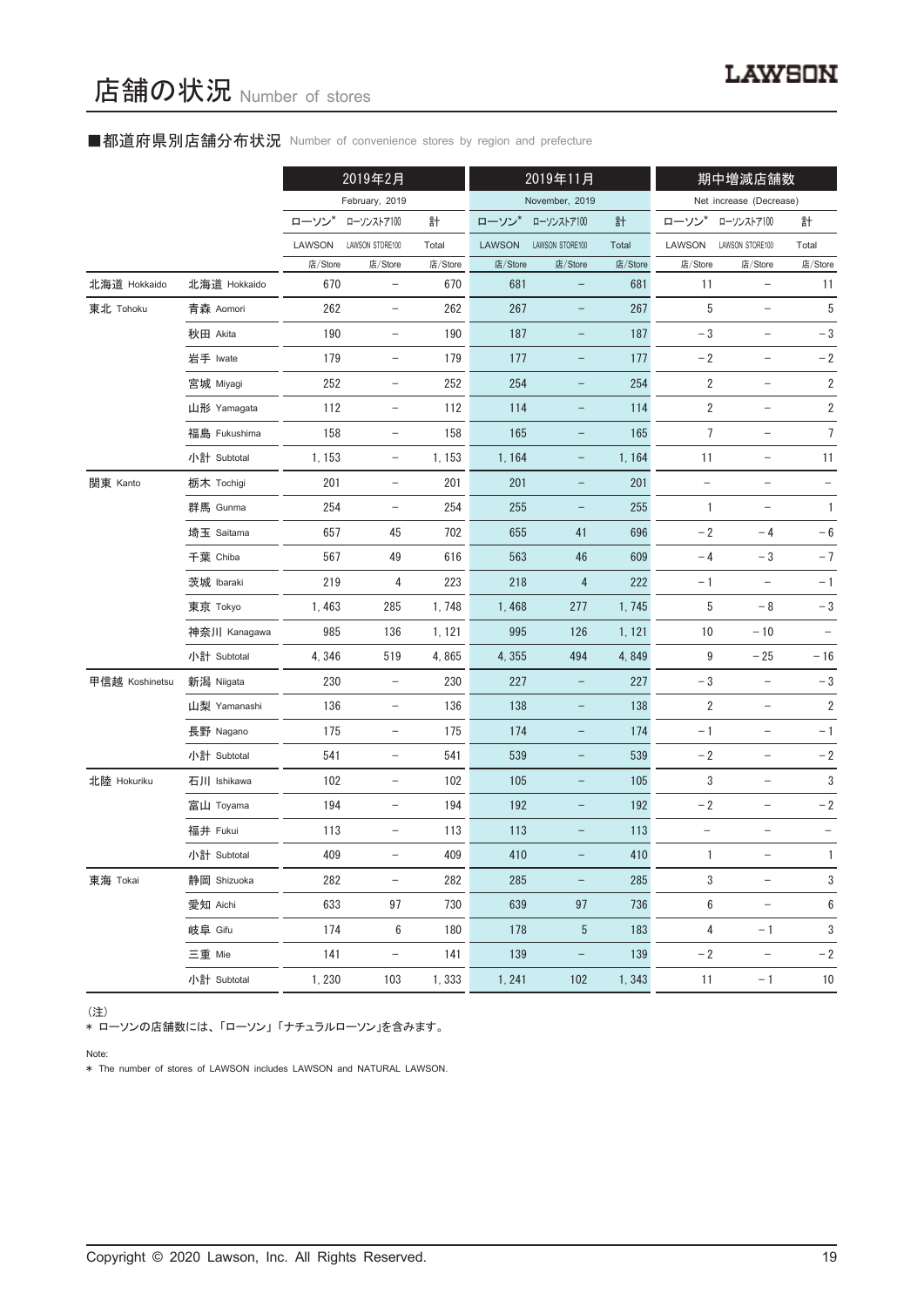# 店舗の状況 Number of stores

## ■都道府県別店舗分布状況 Number of convenience stores by region and prefecture

| | | 2019年2月 February, 2019 | | | 2019年11月 November, 2019 | | | 期中増減店舗数 Net increase (Decrease) | | |
|---|---|---|---|---|---|---|---|---|---|---|
| | | ローソン* LAWSON | ローソンストア100 LAWSON STORE100 | 計 Total | ローソン* LAWSON | ローソンストア100 LAWSON STORE100 | 計 Total | ローソン* LAWSON | ローソンストア100 LAWSON STORE100 | 計 Total |
| | | 店/Store | 店/Store | 店/Store | 店/Store | 店/Store | 店/Store | 店/Store | 店/Store | 店/Store |
| 北海道 Hokkaido | 北海道 Hokkaido | 670 | – | 670 | 681 | – | 681 | 11 | – | 11 |
| 東北 Tohoku | 青森 Aomori | 262 | – | 262 | 267 | – | 267 | 5 | – | 5 |
| | 秋田 Akita | 190 | – | 190 | 187 | – | 187 | −3 | – | −3 |
| | 岩手 Iwate | 179 | – | 179 | 177 | – | 177 | −2 | – | −2 |
| | 宮城 Miyagi | 252 | – | 252 | 254 | – | 254 | 2 | – | 2 |
| | 山形 Yamagata | 112 | – | 112 | 114 | – | 114 | 2 | – | 2 |
| | 福島 Fukushima | 158 | – | 158 | 165 | – | 165 | 7 | – | 7 |
| | 小計 Subtotal | 1,153 | – | 1,153 | 1,164 | – | 1,164 | 11 | – | 11 |
| 関東 Kanto | 栃木 Tochigi | 201 | – | 201 | 201 | – | 201 | – | – | – |
| | 群馬 Gunma | 254 | – | 254 | 255 | – | 255 | 1 | – | 1 |
| | 埼玉 Saitama | 657 | 45 | 702 | 655 | 41 | 696 | −2 | −4 | −6 |
| | 千葉 Chiba | 567 | 49 | 616 | 563 | 46 | 609 | −4 | −3 | −7 |
| | 茨城 Ibaraki | 219 | 4 | 223 | 218 | 4 | 222 | −1 | – | −1 |
| | 東京 Tokyo | 1,463 | 285 | 1,748 | 1,468 | 277 | 1,745 | 5 | −8 | −3 |
| | 神奈川 Kanagawa | 985 | 136 | 1,121 | 995 | 126 | 1,121 | 10 | −10 | – |
| | 小計 Subtotal | 4,346 | 519 | 4,865 | 4,355 | 494 | 4,849 | 9 | −25 | −16 |
| 甲信越 Koshinetsu | 新潟 Niigata | 230 | – | 230 | 227 | – | 227 | −3 | – | −3 |
| | 山梨 Yamanashi | 136 | – | 136 | 138 | – | 138 | 2 | – | 2 |
| | 長野 Nagano | 175 | – | 175 | 174 | – | 174 | −1 | – | −1 |
| | 小計 Subtotal | 541 | – | 541 | 539 | – | 539 | −2 | – | −2 |
| 北陸 Hokuriku | 石川 Ishikawa | 102 | – | 102 | 105 | – | 105 | 3 | – | 3 |
| | 富山 Toyama | 194 | – | 194 | 192 | – | 192 | −2 | – | −2 |
| | 福井 Fukui | 113 | – | 113 | 113 | – | 113 | – | – | – |
| | 小計 Subtotal | 409 | – | 409 | 410 | – | 410 | 1 | – | 1 |
| 東海 Tokai | 静岡 Shizuoka | 282 | – | 282 | 285 | – | 285 | 3 | – | 3 |
| | 愛知 Aichi | 633 | 97 | 730 | 639 | 97 | 736 | 6 | – | 6 |
| | 岐阜 Gifu | 174 | 6 | 180 | 178 | 5 | 183 | 4 | −1 | 3 |
| | 三重 Mie | 141 | – | 141 | 139 | – | 139 | −2 | – | −2 |
| | 小計 Subtotal | 1,230 | 103 | 1,333 | 1,241 | 102 | 1,343 | 11 | −1 | 10 |

（注）
* ローソンの店舗数には、「ローソン」「ナチュラルローソン」を含みます。

Note:
* The number of stores of LAWSON includes LAWSON and NATURAL LAWSON.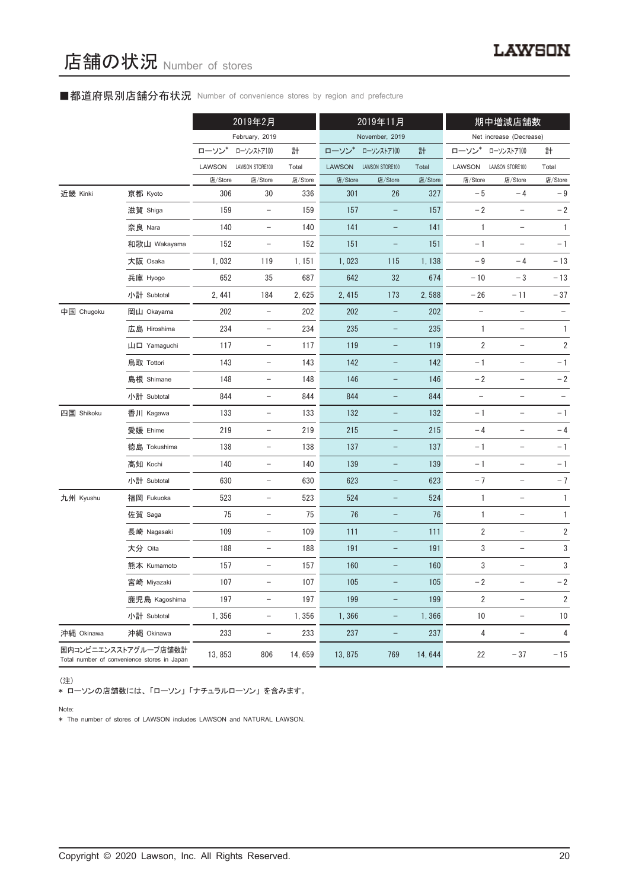# 店舗の状況 Number of stores

## ■都道府県別店舗分布状況 Number of convenience stores by region and prefecture

| | | 2019年2月 February, 2019 | | | 2019年11月 November, 2019 | | | 期中増減店舗数 Net increase (Decrease) | | |
|---|---|---|---|---|---|---|---|---|---|---|
| | | ローソン* LAWSON | ローソンストア100 LAWSON STORE100 | 計 Total | ローソン* LAWSON | ローソンストア100 LAWSON STORE100 | 計 Total | ローソン* LAWSON | ローソンストア100 LAWSON STORE100 | 計 Total |
| | | 店/Store | 店/Store | 店/Store | 店/Store | 店/Store | 店/Store | 店/Store | 店/Store | 店/Store |
| 近畿 Kinki | 京都 Kyoto | 306 | 30 | 336 | 301 | 26 | 327 | −5 | −4 | −9 |
| | 滋賀 Shiga | 159 | − | 159 | 157 | − | 157 | −2 | − | −2 |
| | 奈良 Nara | 140 | − | 140 | 141 | − | 141 | 1 | − | 1 |
| | 和歌山 Wakayama | 152 | − | 152 | 151 | − | 151 | −1 | − | −1 |
| | 大阪 Osaka | 1, 032 | 119 | 1, 151 | 1, 023 | 115 | 1, 138 | −9 | −4 | −13 |
| | 兵庫 Hyogo | 652 | 35 | 687 | 642 | 32 | 674 | −10 | −3 | −13 |
| | 小計 Subtotal | 2, 441 | 184 | 2, 625 | 2, 415 | 173 | 2, 588 | −26 | −11 | −37 |
| 中国 Chugoku | 岡山 Okayama | 202 | − | 202 | 202 | − | 202 | − | − | − |
| | 広島 Hiroshima | 234 | − | 234 | 235 | − | 235 | 1 | − | 1 |
| | 山口 Yamaguchi | 117 | − | 117 | 119 | − | 119 | 2 | − | 2 |
| | 鳥取 Tottori | 143 | − | 143 | 142 | − | 142 | −1 | − | −1 |
| | 島根 Shimane | 148 | − | 148 | 146 | − | 146 | −2 | − | −2 |
| | 小計 Subtotal | 844 | − | 844 | 844 | − | 844 | − | − | − |
| 四国 Shikoku | 香川 Kagawa | 133 | − | 133 | 132 | − | 132 | −1 | − | −1 |
| | 愛媛 Ehime | 219 | − | 219 | 215 | − | 215 | −4 | − | −4 |
| | 徳島 Tokushima | 138 | − | 138 | 137 | − | 137 | −1 | − | −1 |
| | 高知 Kochi | 140 | − | 140 | 139 | − | 139 | −1 | − | −1 |
| | 小計 Subtotal | 630 | − | 630 | 623 | − | 623 | −7 | − | −7 |
| 九州 Kyushu | 福岡 Fukuoka | 523 | − | 523 | 524 | − | 524 | 1 | − | 1 |
| | 佐賀 Saga | 75 | − | 75 | 76 | − | 76 | 1 | − | 1 |
| | 長崎 Nagasaki | 109 | − | 109 | 111 | − | 111 | 2 | − | 2 |
| | 大分 Oita | 188 | − | 188 | 191 | − | 191 | 3 | − | 3 |
| | 熊本 Kumamoto | 157 | − | 157 | 160 | − | 160 | 3 | − | 3 |
| | 宮崎 Miyazaki | 107 | − | 107 | 105 | − | 105 | −2 | − | −2 |
| | 鹿児島 Kagoshima | 197 | − | 197 | 199 | − | 199 | 2 | − | 2 |
| | 小計 Subtotal | 1, 356 | − | 1, 356 | 1, 366 | − | 1, 366 | 10 | − | 10 |
| 沖縄 Okinawa | 沖縄 Okinawa | 233 | − | 233 | 237 | − | 237 | 4 | − | 4 |
| 国内コンビニエンスストアグループ店舗数計 Total number of convenience stores in Japan | | 13, 853 | 806 | 14, 659 | 13, 875 | 769 | 14, 644 | 22 | −37 | −15 |

（注）
* ローソンの店舗数には、「ローソン」「ナチュラルローソン」を含みます。

Note:
* The number of stores of LAWSON includes LAWSON and NATURAL LAWSON.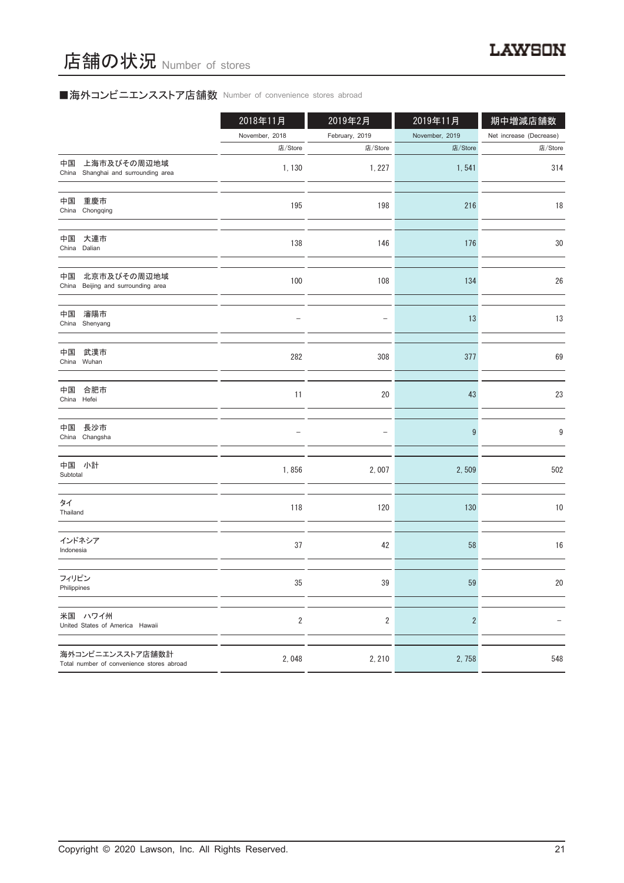# 店舗の状況 Number of stores

## ■海外コンビニエンスストア店舗数 Number of convenience stores abroad

| | 2018年11月 November, 2018 店/Store | 2019年2月 February, 2019 店/Store | 2019年11月 November, 2019 店/Store | 期中増減店舗数 Net increase (Decrease) 店/Store |
|---|---|---|---|---|
| 中国　上海市及びその周辺地域 China Shanghai and surrounding area | 1, 130 | 1, 227 | 1, 541 | 314 |
| 中国　重慶市 China Chongqing | 195 | 198 | 216 | 18 |
| 中国　大連市 China Dalian | 138 | 146 | 176 | 30 |
| 中国　北京市及びその周辺地域 China Beijing and surrounding area | 100 | 108 | 134 | 26 |
| 中国　瀋陽市 China Shenyang | – | – | 13 | 13 |
| 中国　武漢市 China Wuhan | 282 | 308 | 377 | 69 |
| 中国　合肥市 China Hefei | 11 | 20 | 43 | 23 |
| 中国　長沙市 China Changsha | – | – | 9 | 9 |
| 中国　小計 Subtotal | 1, 856 | 2, 007 | 2, 509 | 502 |
| タイ Thailand | 118 | 120 | 130 | 10 |
| インドネシア Indonesia | 37 | 42 | 58 | 16 |
| フィリピン Philippines | 35 | 39 | 59 | 20 |
| 米国　ハワイ州 United States of America Hawaii | 2 | 2 | 2 | – |
| 海外コンビニエンスストア店舗数計 Total number of convenience stores abroad | 2, 048 | 2, 210 | 2, 758 | 548 |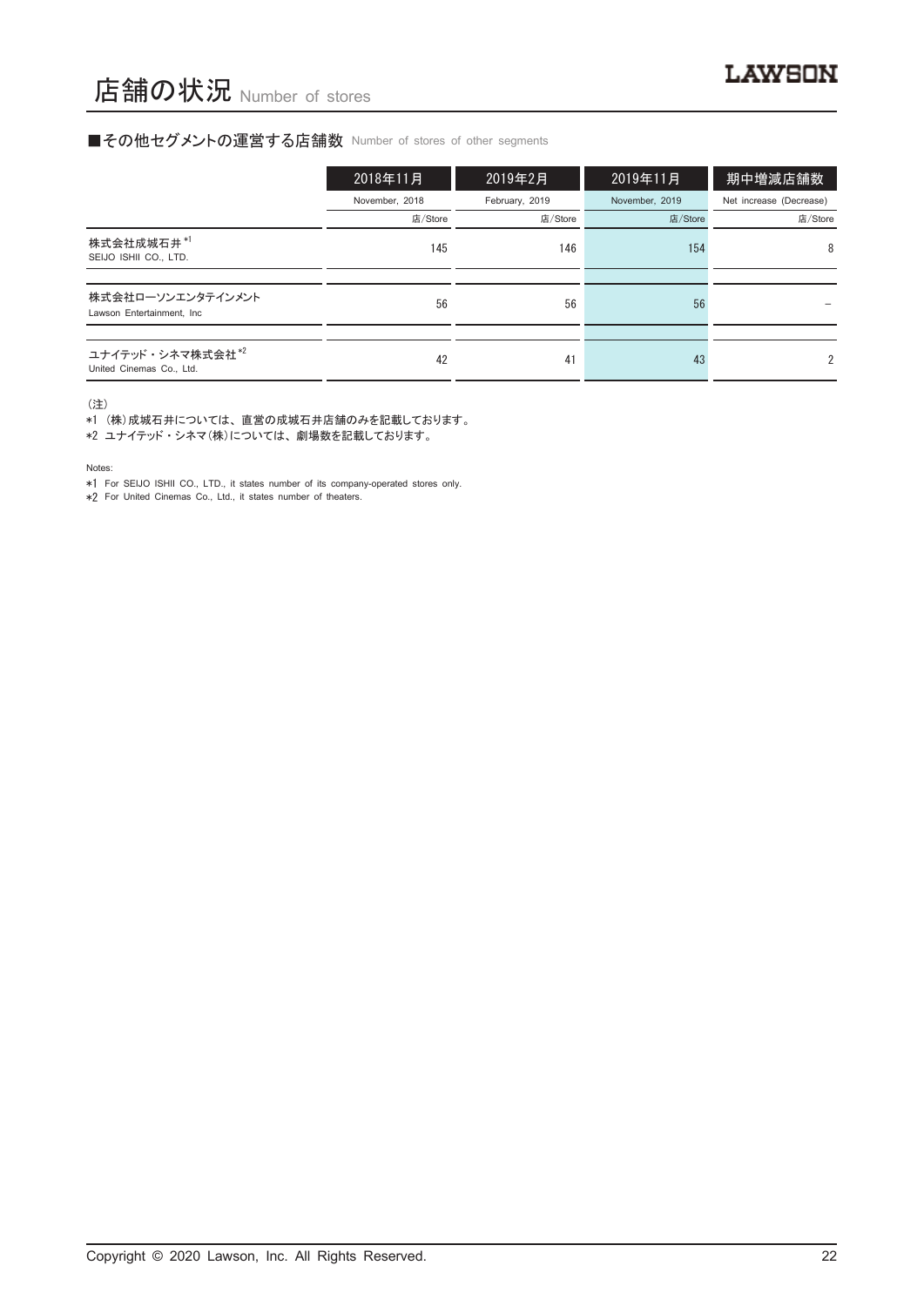# 店舗の状況 Number of stores

## ■その他セグメントの運営する店舗数 Number of stores of other segments

| | 2018年11月 | 2019年2月 | 2019年11月 | 期中増減店舗数 |
|---|---|---|---|---|
| | November, 2018 | February, 2019 | November, 2019 | Net increase (Decrease) |
| | 店/Store | 店/Store | 店/Store | 店/Store |
| 株式会社成城石井 *1<br>SEIJO ISHII CO., LTD. | 145 | 146 | 154 | 8 |
| 株式会社ローソンエンタテインメント<br>Lawson Entertainment, Inc | 56 | 56 | 56 | – |
| ユナイテッド・シネマ株式会社 *2<br>United Cinemas Co., Ltd. | 42 | 41 | 43 | 2 |

（注）

*1 （株）成城石井については、直営の成城石井店舗のみを記載しております。

*2 ユナイテッド・シネマ（株）については、劇場数を記載しております。

Notes:

*1 For SEIJO ISHII CO., LTD., it states number of its company-operated stores only.

*2 For United Cinemas Co., Ltd., it states number of theaters.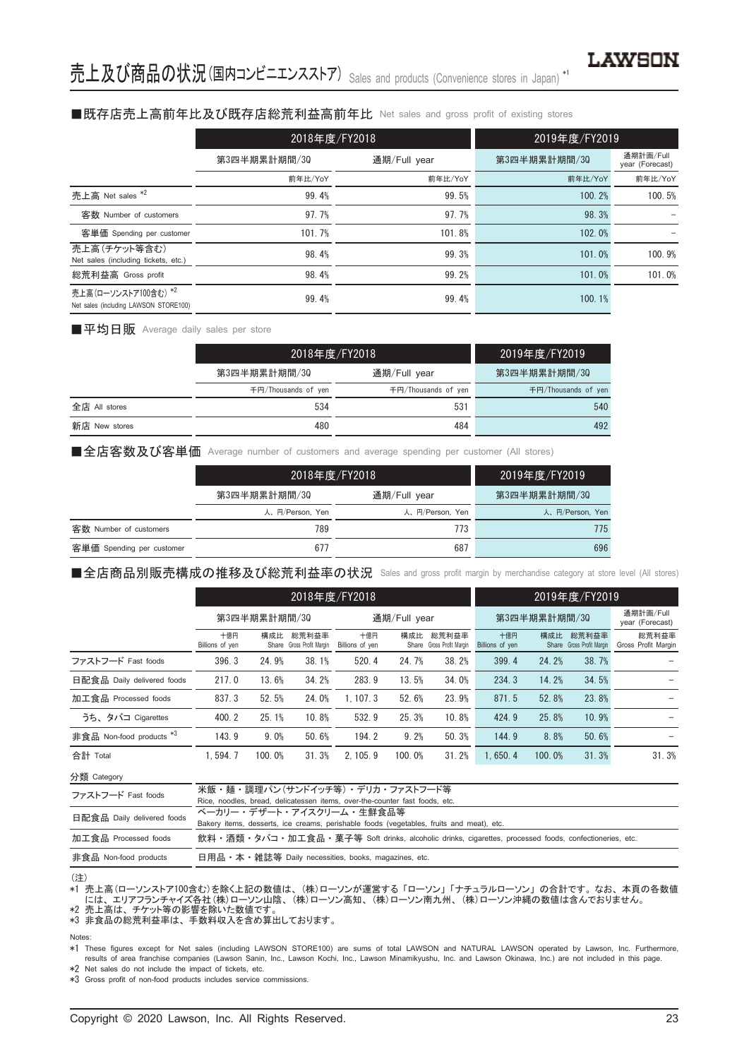# 売上及び商品の状況(国内コンビニエンスストア) Sales and products (Convenience stores in Japan) *1

## ■既存店売上高前年比及び既存店総荒利益高前年比 Net sales and gross profit of existing stores

| | 2018年度/FY2018 | | 2019年度/FY2019 | |
|---|---|---|---|---|
| | 第3四半期累計期間/3Q | 通期/Full year | 第3四半期累計期間/3Q | 通期計画/Full year (Forecast) |
| | 前年比/YoY | 前年比/YoY | 前年比/YoY | 前年比/YoY |
| 売上高 Net sales *2 | 99.4% | 99.5% | 100.2% | 100.5% |
| 客数 Number of customers | 97.7% | 97.7% | 98.3% | – |
| 客単価 Spending per customer | 101.7% | 101.8% | 102.0% | – |
| 売上高(チケット等含む) Net sales (including tickets, etc.) | 98.4% | 99.3% | 101.0% | 100.9% |
| 総荒利益高 Gross profit | 98.4% | 99.2% | 101.0% | 101.0% |
| 売上高(ローソンストア100含む) *2 Net sales (including LAWSON STORE100) | 99.4% | 99.4% | 100.1% | |

## ■平均日販 Average daily sales per store

| | 2018年度/FY2018 | | 2019年度/FY2019 |
|---|---|---|---|
| | 第3四半期累計期間/3Q | 通期/Full year | 第3四半期累計期間/3Q |
| | 千円/Thousands of yen | 千円/Thousands of yen | 千円/Thousands of yen |
| 全店 All stores | 534 | 531 | 540 |
| 新店 New stores | 480 | 484 | 492 |

## ■全店客数及び客単価 Average number of customers and average spending per customer (All stores)

| | 2018年度/FY2018 | | 2019年度/FY2019 |
|---|---|---|---|
| | 第3四半期累計期間/3Q | 通期/Full year | 第3四半期累計期間/3Q |
| | 人、円/Person, Yen | 人、円/Person, Yen | 人、円/Person, Yen |
| 客数 Number of customers | 789 | 773 | 775 |
| 客単価 Spending per customer | 677 | 687 | 696 |

## ■全店商品別販売構成の推移及び総荒利益率の状況 Sales and gross profit margin by merchandise category at store level (All stores)

| | 2018年度/FY2018 | | | | | | 2019年度/FY2019 | | | |
|---|---|---|---|---|---|---|---|---|---|---|
| | 第3四半期累計期間/3Q | | | 通期/Full year | | | 第3四半期累計期間/3Q | | | 通期計画/Full year (Forecast) |
| | 十億円 Billions of yen | 構成比 Share | 総荒利益率 Gross Profit Margin | 十億円 Billions of yen | 構成比 Share | 総荒利益率 Gross Profit Margin | 十億円 Billions of yen | 構成比 Share | 総荒利益率 Gross Profit Margin | 総荒利益率 Gross Profit Margin |
| ファストフード Fast foods | 396.3 | 24.9% | 38.1% | 520.4 | 24.7% | 38.2% | 399.4 | 24.2% | 38.7% | – |
| 日配食品 Daily delivered foods | 217.0 | 13.6% | 34.2% | 283.9 | 13.5% | 34.0% | 234.3 | 14.2% | 34.5% | – |
| 加工食品 Processed foods | 837.3 | 52.5% | 24.0% | 1,107.3 | 52.6% | 23.9% | 871.5 | 52.8% | 23.8% | – |
| うち、タバコ Cigarettes | 400.2 | 25.1% | 10.8% | 532.9 | 25.3% | 10.8% | 424.9 | 25.8% | 10.9% | – |
| 非食品 Non-food products *3 | 143.9 | 9.0% | 50.6% | 194.2 | 9.2% | 50.3% | 144.9 | 8.8% | 50.6% | – |
| 合計 Total | 1,594.7 | 100.0% | 31.3% | 2,105.9 | 100.0% | 31.2% | 1,650.4 | 100.0% | 31.3% | 31.3% |

分類 Category

| | |
|---|---|
| ファストフード Fast foods | 米飯・麺・調理パン(サンドイッチ等)・デリカ・ファストフード等 Rice, noodles, bread, delicatessen items, over-the-counter fast foods, etc. |
| 日配食品 Daily delivered foods | ベーカリー・デザート・アイスクリーム・生鮮食品等 Bakery items, desserts, ice creams, perishable foods (vegetables, fruits and meat), etc. |
| 加工食品 Processed foods | 飲料・酒類・タバコ・加工食品・菓子等 Soft drinks, alcoholic drinks, cigarettes, processed foods, confectioneries, etc. |
| 非食品 Non-food products | 日用品・本・雑誌等 Daily necessities, books, magazines, etc. |

(注)
*1 売上高(ローソンストア100含む)を除く上記の数値は、(株)ローソンが運営する「ローソン」「ナチュラルローソン」の合計です。なお、本頁の各数値には、エリアフランチャイズ各社(株)ローソン山陰、(株)ローソン高知、(株)ローソン南九州、(株)ローソン沖縄の数値は含んでおりません。
*2 売上高は、チケット等の影響を除いた数値です。
*3 非食品の総荒利益率は、手数料収入を含め算出しております。

Notes:
*1 These figures except for Net sales (including LAWSON STORE100) are sums of total LAWSON and NATURAL LAWSON operated by Lawson, Inc. Furthermore, results of area franchise companies (Lawson Sanin, Inc., Lawson Kochi, Inc., Lawson Minamikyushu, Inc. and Lawson Okinawa, Inc.) are not included in this page.
*2 Net sales do not include the impact of tickets, etc.
*3 Gross profit of non-food products includes service commissions.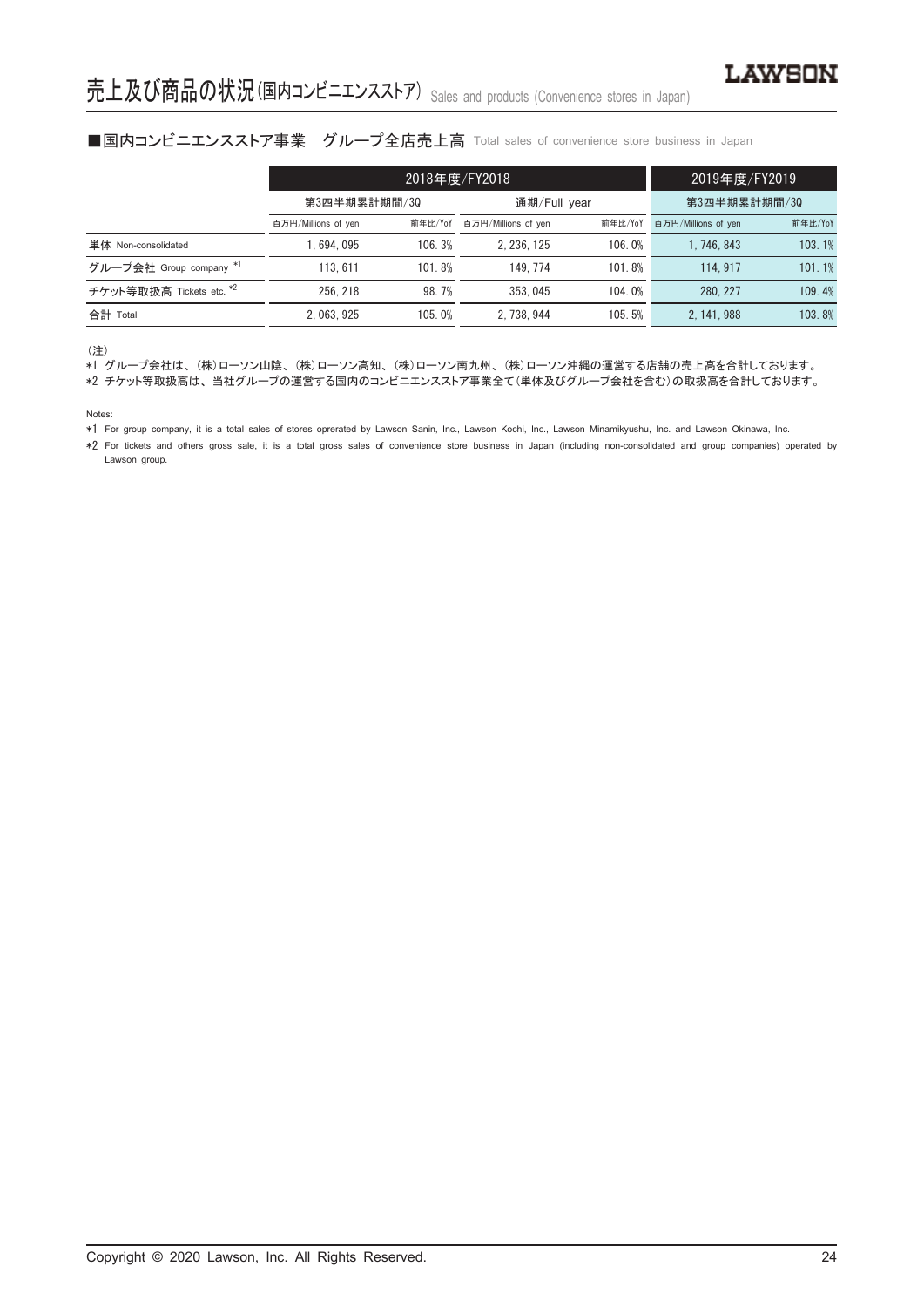# 売上及び商品の状況(国内コンビニエンスストア) Sales and products (Convenience stores in Japan)

## ■国内コンビニエンスストア事業　グループ全店売上高 Total sales of convenience store business in Japan

| | 2018年度/FY2018 | | | | 2019年度/FY2019 | |
|---|---|---|---|---|---|---|
| | 第3四半期累計期間/3Q | | 通期/Full year | | 第3四半期累計期間/3Q | |
| | 百万円/Millions of yen | 前年比/YoY | 百万円/Millions of yen | 前年比/YoY | 百万円/Millions of yen | 前年比/YoY |
| 単体 Non-consolidated | 1, 694, 095 | 106. 3% | 2, 236, 125 | 106. 0% | 1, 746, 843 | 103. 1% |
| グループ会社 Group company *1 | 113, 611 | 101. 8% | 149, 774 | 101. 8% | 114, 917 | 101. 1% |
| チケット等取扱高 Tickets etc. *2 | 256, 218 | 98. 7% | 353, 045 | 104. 0% | 280, 227 | 109. 4% |
| 合計 Total | 2, 063, 925 | 105. 0% | 2, 738, 944 | 105. 5% | 2, 141, 988 | 103. 8% |

（注）

*1 グループ会社は、（株）ローソン山陰、（株）ローソン高知、（株）ローソン南九州、（株）ローソン沖縄の運営する店舗の売上高を合計しております。

*2 チケット等取扱高は、当社グループの運営する国内のコンビニエンスストア事業全て（単体及びグループ会社を含む）の取扱高を合計しております。

Notes:

*1 For group company, it is a total sales of stores oprerated by Lawson Sanin, Inc., Lawson Kochi, Inc., Lawson Minamikyushu, Inc. and Lawson Okinawa, Inc.

*2 For tickets and others gross sale, it is a total gross sales of convenience store business in Japan (including non-consolidated and group companies) operated by Lawson group.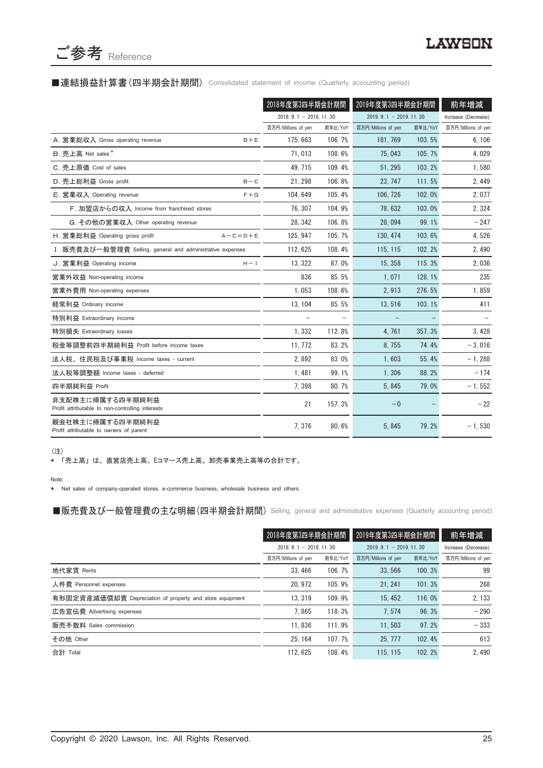# ご参考 Reference

## ■連結損益計算書(四半期会計期間) Consolidated statement of income (Quarterly accounting period)

| | | 2018年度第3四半期会計期間 | | 2019年度第3四半期会計期間 | | 前年増減 |
|---|---|---|---|---|---|---|
| | | 2018. 9. 1 – 2018. 11. 30 | | 2019. 9. 1 – 2019. 11. 30 | | Increase (Decrease) |
| | | 百万円/Millions of yen | 前年比/YoY | 百万円/Millions of yen | 前年比/YoY | 百万円/Millions of yen |
| A. 営業総収入 Gross operating revenue | B+E | 175,663 | 106.7% | 181,769 | 103.5% | 6,106 |
| B. 売上高 Net sales * | | 71,013 | 108.6% | 75,043 | 105.7% | 4,029 |
| C. 売上原価 Cost of sales | | 49,715 | 109.4% | 51,295 | 103.2% | 1,580 |
| D. 売上総利益 Gross profit | B−C | 21,298 | 106.8% | 23,747 | 111.5% | 2,449 |
| E. 営業収入 Operating revenue | F+G | 104,649 | 105.4% | 106,726 | 102.0% | 2,077 |
| F. 加盟店からの収入 Income from franchised stores | | 76,307 | 104.9% | 78,632 | 103.0% | 2,324 |
| G. その他の営業収入 Other operating revenue | | 28,342 | 106.8% | 28,094 | 99.1% | −247 |
| H. 営業総利益 Operating gross profit | A−C=D+E | 125,947 | 105.7% | 130,474 | 103.6% | 4,526 |
| I. 販売費及び一般管理費 Selling, general and administrative expenses | | 112,625 | 108.4% | 115,115 | 102.2% | 2,490 |
| J. 営業利益 Operating income | H−I | 13,322 | 87.0% | 15,358 | 115.3% | 2,036 |
| 営業外収益 Non-operating income | | 836 | 85.5% | 1,071 | 128.1% | 235 |
| 営業外費用 Non-operating expenses | | 1,053 | 108.6% | 2,913 | 276.5% | 1,859 |
| 経常利益 Ordinary income | | 13,104 | 85.5% | 13,516 | 103.1% | 411 |
| 特別利益 Extraordinary income | | – | – | – | – | – |
| 特別損失 Extraordinary losses | | 1,332 | 112.8% | 4,761 | 357.3% | 3,428 |
| 税金等調整前四半期純利益 Profit before income taxes | | 11,772 | 83.2% | 8,755 | 74.4% | −3,016 |
| 法人税、住民税及び事業税 Income taxes - current | | 2,892 | 83.0% | 1,603 | 55.4% | −1,288 |
| 法人税等調整額 Income taxes - deferred | | 1,481 | 99.1% | 1,306 | 88.2% | −174 |
| 四半期純利益 Profit | | 7,398 | 80.7% | 5,845 | 79.0% | −1,552 |
| 非支配株主に帰属する四半期純利益 Profit attributable to non-controlling interests | | 21 | 157.3% | −0 | – | −22 |
| 親会社株主に帰属する四半期純利益 Profit attributable to owners of parent | | 7,376 | 80.6% | 5,845 | 79.2% | −1,530 |

(注)
* 「売上高」は、直営店売上高、Eコマース売上高、卸売事業売上高等の合計です。

Note:
* Net sales of company-operated stores, e-commerce business, wholesale business and others.

## ■販売費及び一般管理費の主な明細(四半期会計期間) Selling, general and administrative expenses (Quarterly accounting period)

| | 2018年度第3四半期会計期間 | | 2019年度第3四半期会計期間 | | 前年増減 |
|---|---|---|---|---|---|
| | 2018. 9. 1 – 2018. 11. 30 | | 2019. 9. 1 – 2019. 11. 30 | | Increase (Decrease) |
| | 百万円/Millions of yen | 前年比/YoY | 百万円/Millions of yen | 前年比/YoY | 百万円/Millions of yen |
| 地代家賃 Rents | 33,466 | 106.7% | 33,566 | 100.3% | 99 |
| 人件費 Personnel expenses | 20,972 | 105.9% | 21,241 | 101.3% | 268 |
| 有形固定資産減価償却費 Depreciation of property and store equipment | 13,319 | 109.9% | 15,452 | 116.0% | 2,133 |
| 広告宣伝費 Advertising expenses | 7,865 | 118.3% | 7,574 | 96.3% | −290 |
| 販売手数料 Sales commission | 11,836 | 111.9% | 11,503 | 97.2% | −333 |
| その他 Other | 25,164 | 107.7% | 25,777 | 102.4% | 613 |
| 合計 Total | 112,625 | 108.4% | 115,115 | 102.2% | 2,490 |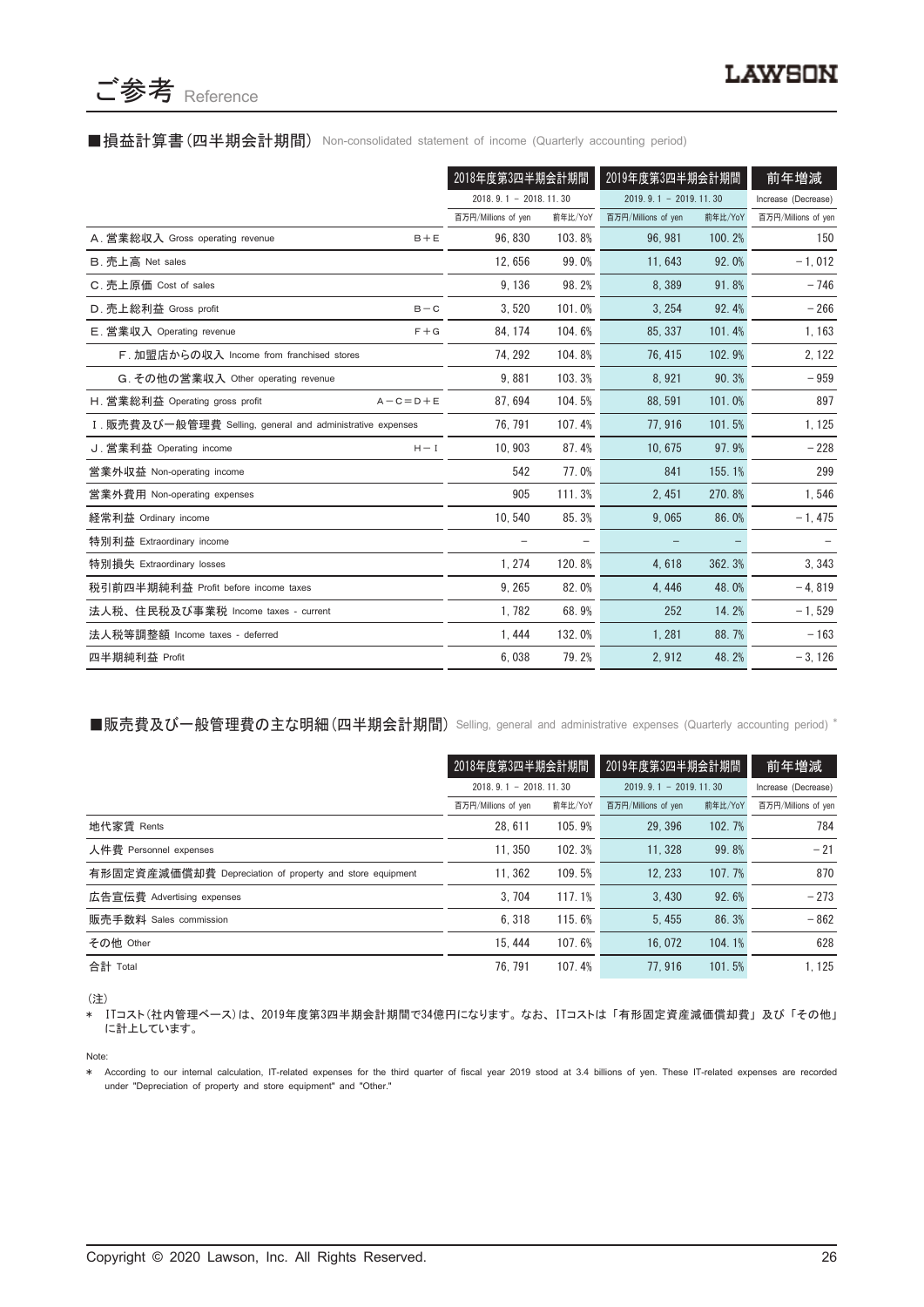# ご参考 Reference

■損益計算書（四半期会計期間） Non-consolidated statement of income (Quarterly accounting period)

| | | 2018年度第3四半期会計期間 | | 2019年度第3四半期会計期間 | | 前年増減 |
|---|---|---|---|---|---|---|
| | | 2018. 9. 1 － 2018. 11. 30 | | 2019. 9. 1 － 2019. 11. 30 | | Increase (Decrease) |
| | | 百万円/Millions of yen | 前年比/YoY | 百万円/Millions of yen | 前年比/YoY | 百万円/Millions of yen |
| A. 営業総収入 Gross operating revenue | B＋E | 96, 830 | 103. 8% | 96, 981 | 100. 2% | 150 |
| B. 売上高 Net sales | | 12, 656 | 99. 0% | 11, 643 | 92. 0% | －1, 012 |
| C. 売上原価 Cost of sales | | 9, 136 | 98. 2% | 8, 389 | 91. 8% | －746 |
| D. 売上総利益 Gross profit | B－C | 3, 520 | 101. 0% | 3, 254 | 92. 4% | －266 |
| E. 営業収入 Operating revenue | F＋G | 84, 174 | 104. 6% | 85, 337 | 101. 4% | 1, 163 |
| F. 加盟店からの収入 Income from franchised stores | | 74, 292 | 104. 8% | 76, 415 | 102. 9% | 2, 122 |
| G. その他の営業収入 Other operating revenue | | 9, 881 | 103. 3% | 8, 921 | 90. 3% | －959 |
| H. 営業総利益 Operating gross profit | A－C＝D＋E | 87, 694 | 104. 5% | 88, 591 | 101. 0% | 897 |
| I. 販売費及び一般管理費 Selling, general and administrative expenses | | 76, 791 | 107. 4% | 77, 916 | 101. 5% | 1, 125 |
| J. 営業利益 Operating income | H－I | 10, 903 | 87. 4% | 10, 675 | 97. 9% | －228 |
| 営業外収益 Non-operating income | | 542 | 77. 0% | 841 | 155. 1% | 299 |
| 営業外費用 Non-operating expenses | | 905 | 111. 3% | 2, 451 | 270. 8% | 1, 546 |
| 経常利益 Ordinary income | | 10, 540 | 85. 3% | 9, 065 | 86. 0% | －1, 475 |
| 特別利益 Extraordinary income | | － | － | － | － | － |
| 特別損失 Extraordinary losses | | 1, 274 | 120. 8% | 4, 618 | 362. 3% | 3, 343 |
| 税引前四半期純利益 Profit before income taxes | | 9, 265 | 82. 0% | 4, 446 | 48. 0% | －4, 819 |
| 法人税、住民税及び事業税 Income taxes - current | | 1, 782 | 68. 9% | 252 | 14. 2% | －1, 529 |
| 法人税等調整額 Income taxes - deferred | | 1, 444 | 132. 0% | 1, 281 | 88. 7% | －163 |
| 四半期純利益 Profit | | 6, 038 | 79. 2% | 2, 912 | 48. 2% | －3, 126 |

■販売費及び一般管理費の主な明細（四半期会計期間） Selling, general and administrative expenses (Quarterly accounting period) *

| | 2018年度第3四半期会計期間 | | 2019年度第3四半期会計期間 | | 前年増減 |
|---|---|---|---|---|---|
| | 2018. 9. 1 － 2018. 11. 30 | | 2019. 9. 1 － 2019. 11. 30 | | Increase (Decrease) |
| | 百万円/Millions of yen | 前年比/YoY | 百万円/Millions of yen | 前年比/YoY | 百万円/Millions of yen |
| 地代家賃 Rents | 28, 611 | 105. 9% | 29, 396 | 102. 7% | 784 |
| 人件費 Personnel expenses | 11, 350 | 102. 3% | 11, 328 | 99. 8% | －21 |
| 有形固定資産減価償却費 Depreciation of property and store equipment | 11, 362 | 109. 5% | 12, 233 | 107. 7% | 870 |
| 広告宣伝費 Advertising expenses | 3, 704 | 117. 1% | 3, 430 | 92. 6% | －273 |
| 販売手数料 Sales commission | 6, 318 | 115. 6% | 5, 455 | 86. 3% | －862 |
| その他 Other | 15, 444 | 107. 6% | 16, 072 | 104. 1% | 628 |
| 合計 Total | 76, 791 | 107. 4% | 77, 916 | 101. 5% | 1, 125 |

（注）

* ITコスト（社内管理ベース）は、2019年度第3四半期会計期間で34億円になります。なお、ITコストは「有形固定資産減価償却費」及び「その他」に計上しています。

Note:

* According to our internal calculation, IT-related expenses for the third quarter of fiscal year 2019 stood at 3.4 billions of yen. These IT-related expenses are recorded under "Depreciation of property and store equipment" and "Other."